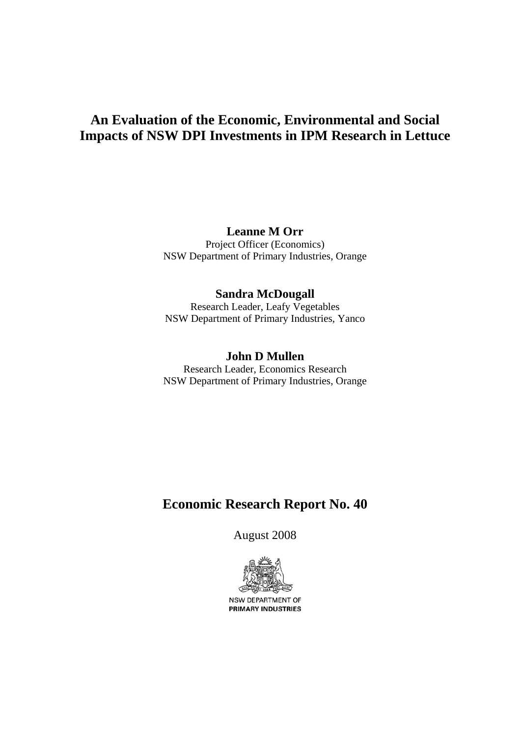# An Evaluation of the Economic, Environmental and Social Impacts of NSW DPI Investments in IPM Research in Lettuce

**Leanne M Orr**
Project Officer (Economics)
NSW Department of Primary Industries, Orange

**Sandra McDougall**
Research Leader, Leafy Vegetables
NSW Department of Primary Industries, Yanco

**John D Mullen**
Research Leader, Economics Research
NSW Department of Primary Industries, Orange

## Economic Research Report No. 40

August 2008

NSW DEPARTMENT OF
**PRIMARY INDUSTRIES**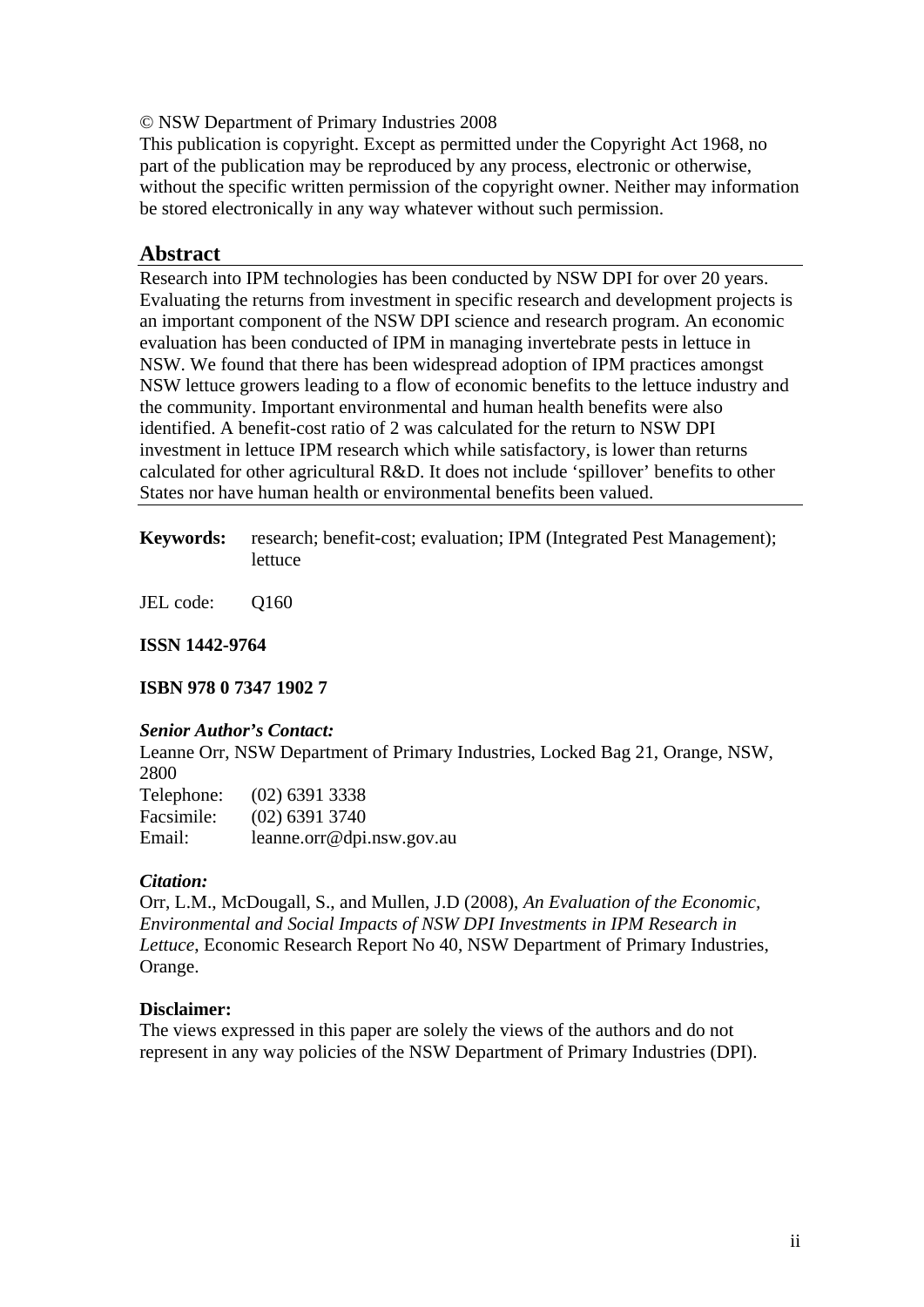© NSW Department of Primary Industries 2008
This publication is copyright. Except as permitted under the Copyright Act 1968, no part of the publication may be reproduced by any process, electronic or otherwise, without the specific written permission of the copyright owner. Neither may information be stored electronically in any way whatever without such permission.

## Abstract

Research into IPM technologies has been conducted by NSW DPI for over 20 years. Evaluating the returns from investment in specific research and development projects is an important component of the NSW DPI science and research program. An economic evaluation has been conducted of IPM in managing invertebrate pests in lettuce in NSW. We found that there has been widespread adoption of IPM practices amongst NSW lettuce growers leading to a flow of economic benefits to the lettuce industry and the community. Important environmental and human health benefits were also identified. A benefit-cost ratio of 2 was calculated for the return to NSW DPI investment in lettuce IPM research which while satisfactory, is lower than returns calculated for other agricultural R&D. It does not include 'spillover' benefits to other States nor have human health or environmental benefits been valued.

**Keywords:** research; benefit-cost; evaluation; IPM (Integrated Pest Management); lettuce

JEL code: Q160

**ISSN 1442-9764**

**ISBN 978 0 7347 1902 7**

***Senior Author's Contact:***

Leanne Orr, NSW Department of Primary Industries, Locked Bag 21, Orange, NSW, 2800
Telephone: (02) 6391 3338
Facsimile: (02) 6391 3740
Email: leanne.orr@dpi.nsw.gov.au

***Citation:***

Orr, L.M., McDougall, S., and Mullen, J.D (2008), *An Evaluation of the Economic, Environmental and Social Impacts of NSW DPI Investments in IPM Research in Lettuce*, Economic Research Report No 40, NSW Department of Primary Industries, Orange.

**Disclaimer:**

The views expressed in this paper are solely the views of the authors and do not represent in any way policies of the NSW Department of Primary Industries (DPI).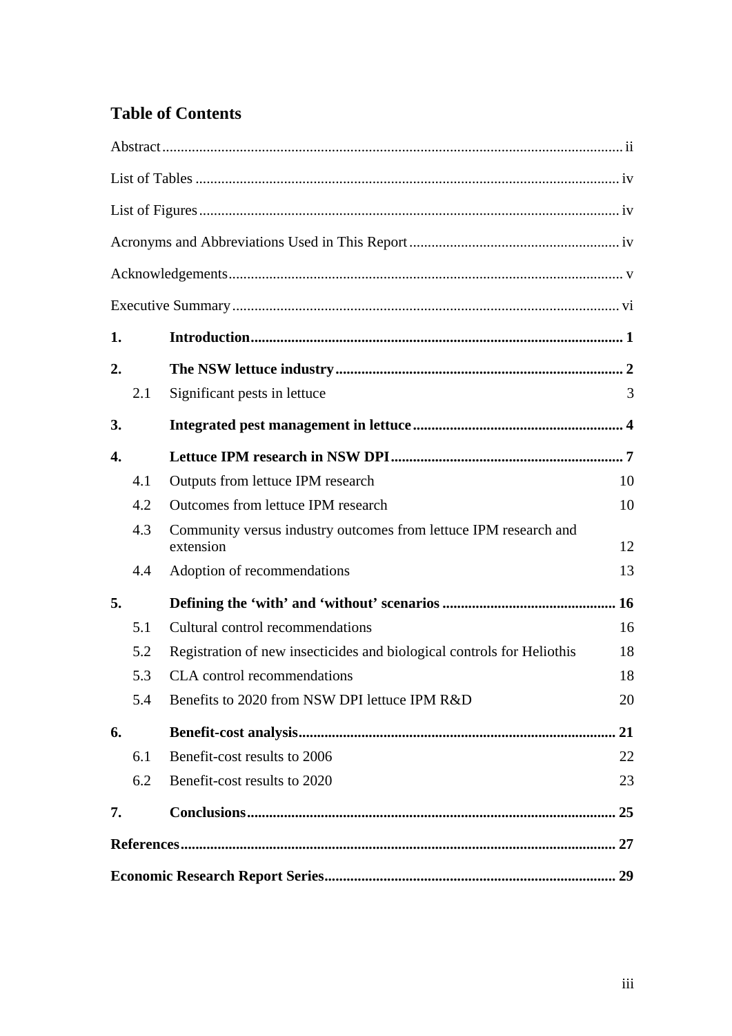# Table of Contents

Abstract ........................................................................................................................ ii

List of Tables ................................................................................................................ iv

List of Figures ............................................................................................................... iv

Acronyms and Abbreviations Used in This Report ........................................................ iv

Acknowledgements ......................................................................................................... v

Executive Summary ....................................................................................................... vi

**1. Introduction .................................................................................................. 1**

**2. The NSW lettuce industry ........................................................................... 2**

- 2.1 Significant pests in lettuce 3

**3. Integrated pest management in lettuce ....................................................... 4**

**4. Lettuce IPM research in NSW DPI ............................................................. 7**

- 4.1 Outputs from lettuce IPM research 10
- 4.2 Outcomes from lettuce IPM research 10
- 4.3 Community versus industry outcomes from lettuce IPM research and extension 12
- 4.4 Adoption of recommendations 13

**5. Defining the 'with' and 'without' scenarios ............................................. 16**

- 5.1 Cultural control recommendations 16
- 5.2 Registration of new insecticides and biological controls for Heliothis 18
- 5.3 CLA control recommendations 18
- 5.4 Benefits to 2020 from NSW DPI lettuce IPM R&D 20

**6. Benefit-cost analysis .................................................................................... 21**

- 6.1 Benefit-cost results to 2006 22
- 6.2 Benefit-cost results to 2020 23

**7. Conclusions ................................................................................................. 25**

**References ...................................................................................................................... 27**

**Economic Research Report Series ................................................................................ 29**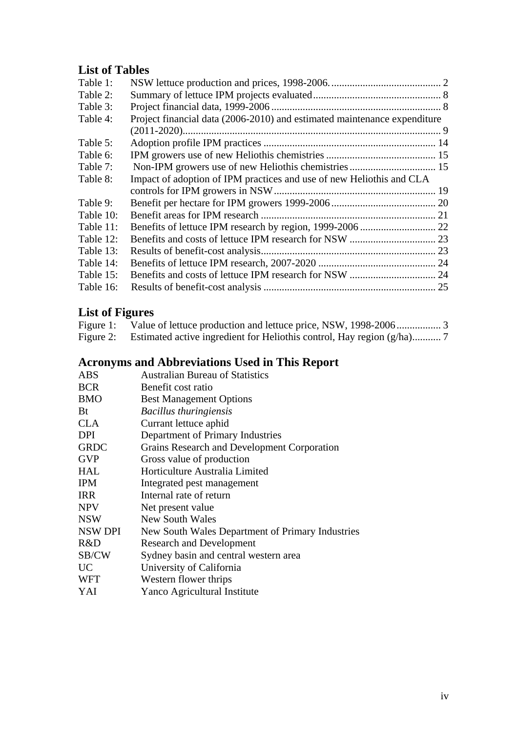## List of Tables

| | | |
|---|---|---|
| Table 1: | NSW lettuce production and prices, 1998-2006. | 2 |
| Table 2: | Summary of lettuce IPM projects evaluated | 8 |
| Table 3: | Project financial data, 1999-2006 | 8 |
| Table 4: | Project financial data (2006-2010) and estimated maintenance expenditure (2011-2020) | 9 |
| Table 5: | Adoption profile IPM practices | 14 |
| Table 6: | IPM growers use of new Heliothis chemistries | 15 |
| Table 7: | Non-IPM growers use of new Heliothis chemistries | 15 |
| Table 8: | Impact of adoption of IPM practices and use of new Heliothis and CLA controls for IPM growers in NSW | 19 |
| Table 9: | Benefit per hectare for IPM growers 1999-2006 | 20 |
| Table 10: | Benefit areas for IPM research | 21 |
| Table 11: | Benefits of lettuce IPM research by region, 1999-2006 | 22 |
| Table 12: | Benefits and costs of lettuce IPM research for NSW | 23 |
| Table 13: | Results of benefit-cost analysis | 23 |
| Table 14: | Benefits of lettuce IPM research, 2007-2020 | 24 |
| Table 15: | Benefits and costs of lettuce IPM research for NSW | 24 |
| Table 16: | Results of benefit-cost analysis | 25 |

## List of Figures

| | | |
|---|---|---|
| Figure 1: | Value of lettuce production and lettuce price, NSW, 1998-2006 | 3 |
| Figure 2: | Estimated active ingredient for Heliothis control, Hay region (g/ha) | 7 |

## Acronyms and Abbreviations Used in This Report

| | |
|---|---|
| ABS | Australian Bureau of Statistics |
| BCR | Benefit cost ratio |
| BMO | Best Management Options |
| Bt | *Bacillus thuringiensis* |
| CLA | Currant lettuce aphid |
| DPI | Department of Primary Industries |
| GRDC | Grains Research and Development Corporation |
| GVP | Gross value of production |
| HAL | Horticulture Australia Limited |
| IPM | Integrated pest management |
| IRR | Internal rate of return |
| NPV | Net present value |
| NSW | New South Wales |
| NSW DPI | New South Wales Department of Primary Industries |
| R&D | Research and Development |
| SB/CW | Sydney basin and central western area |
| UC | University of California |
| WFT | Western flower thrips |
| YAI | Yanco Agricultural Institute |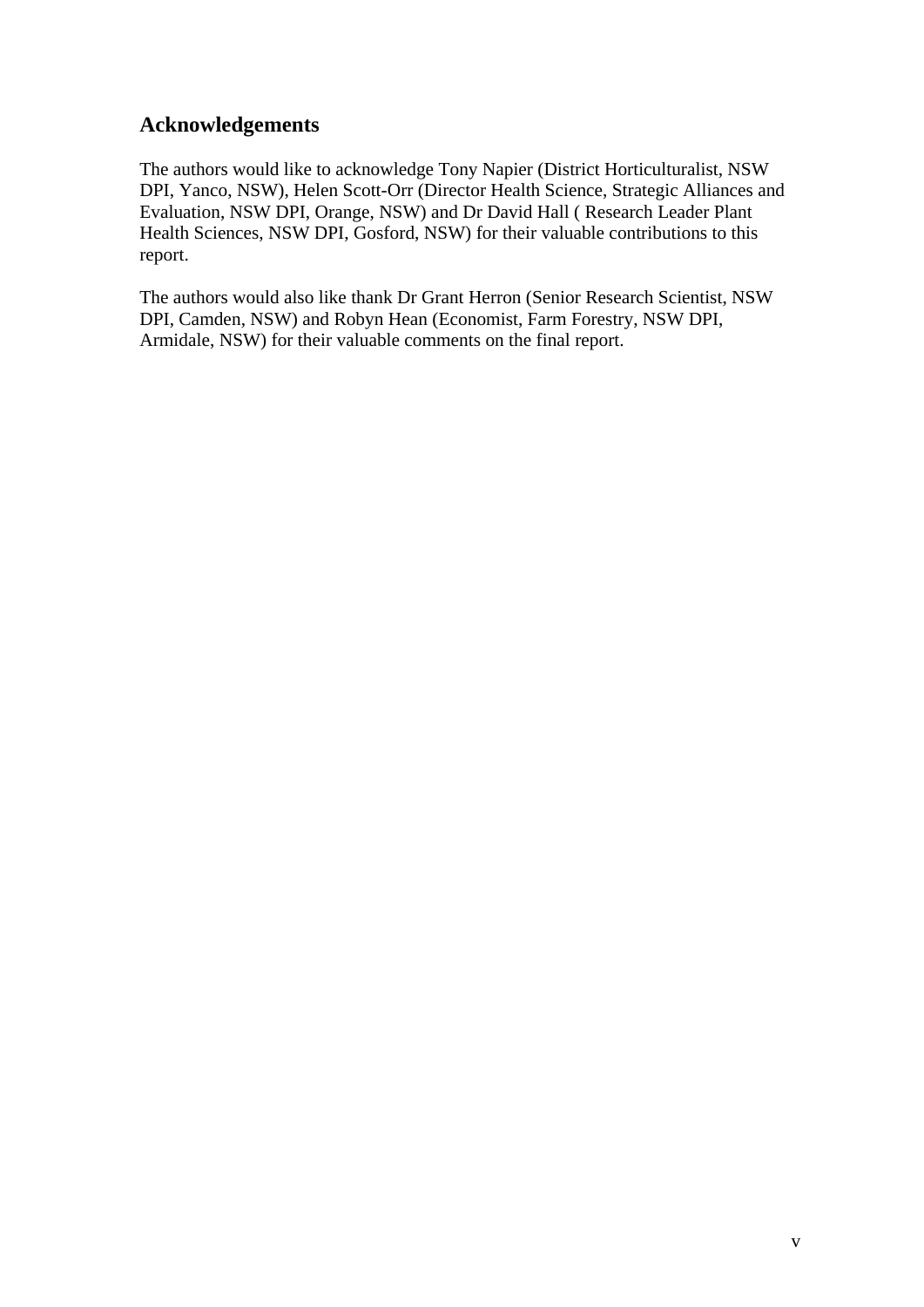## Acknowledgements

The authors would like to acknowledge Tony Napier (District Horticulturalist, NSW DPI, Yanco, NSW), Helen Scott-Orr (Director Health Science, Strategic Alliances and Evaluation, NSW DPI, Orange, NSW) and Dr David Hall ( Research Leader Plant Health Sciences, NSW DPI, Gosford, NSW) for their valuable contributions to this report.

The authors would also like thank Dr Grant Herron (Senior Research Scientist, NSW DPI, Camden, NSW) and Robyn Hean (Economist, Farm Forestry, NSW DPI, Armidale, NSW) for their valuable comments on the final report.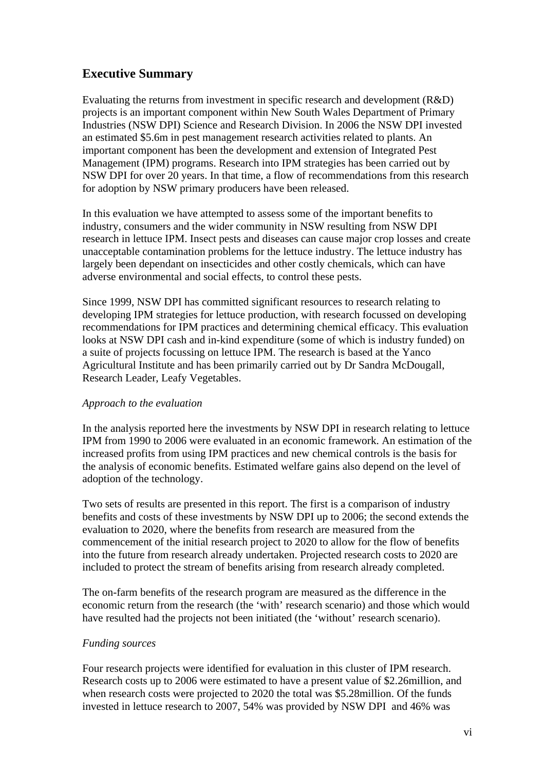## Executive Summary

Evaluating the returns from investment in specific research and development (R&D) projects is an important component within New South Wales Department of Primary Industries (NSW DPI) Science and Research Division. In 2006 the NSW DPI invested an estimated $5.6m in pest management research activities related to plants. An important component has been the development and extension of Integrated Pest Management (IPM) programs. Research into IPM strategies has been carried out by NSW DPI for over 20 years. In that time, a flow of recommendations from this research for adoption by NSW primary producers have been released.

In this evaluation we have attempted to assess some of the important benefits to industry, consumers and the wider community in NSW resulting from NSW DPI research in lettuce IPM. Insect pests and diseases can cause major crop losses and create unacceptable contamination problems for the lettuce industry. The lettuce industry has largely been dependant on insecticides and other costly chemicals, which can have adverse environmental and social effects, to control these pests.

Since 1999, NSW DPI has committed significant resources to research relating to developing IPM strategies for lettuce production, with research focussed on developing recommendations for IPM practices and determining chemical efficacy. This evaluation looks at NSW DPI cash and in-kind expenditure (some of which is industry funded) on a suite of projects focussing on lettuce IPM. The research is based at the Yanco Agricultural Institute and has been primarily carried out by Dr Sandra McDougall, Research Leader, Leafy Vegetables.

*Approach to the evaluation*

In the analysis reported here the investments by NSW DPI in research relating to lettuce IPM from 1990 to 2006 were evaluated in an economic framework. An estimation of the increased profits from using IPM practices and new chemical controls is the basis for the analysis of economic benefits. Estimated welfare gains also depend on the level of adoption of the technology.

Two sets of results are presented in this report. The first is a comparison of industry benefits and costs of these investments by NSW DPI up to 2006; the second extends the evaluation to 2020, where the benefits from research are measured from the commencement of the initial research project to 2020 to allow for the flow of benefits into the future from research already undertaken. Projected research costs to 2020 are included to protect the stream of benefits arising from research already completed.

The on-farm benefits of the research program are measured as the difference in the economic return from the research (the 'with' research scenario) and those which would have resulted had the projects not been initiated (the 'without' research scenario).

*Funding sources*

Four research projects were identified for evaluation in this cluster of IPM research. Research costs up to 2006 were estimated to have a present value of $2.26million, and when research costs were projected to 2020 the total was $5.28million. Of the funds invested in lettuce research to 2007, 54% was provided by NSW DPI and 46% was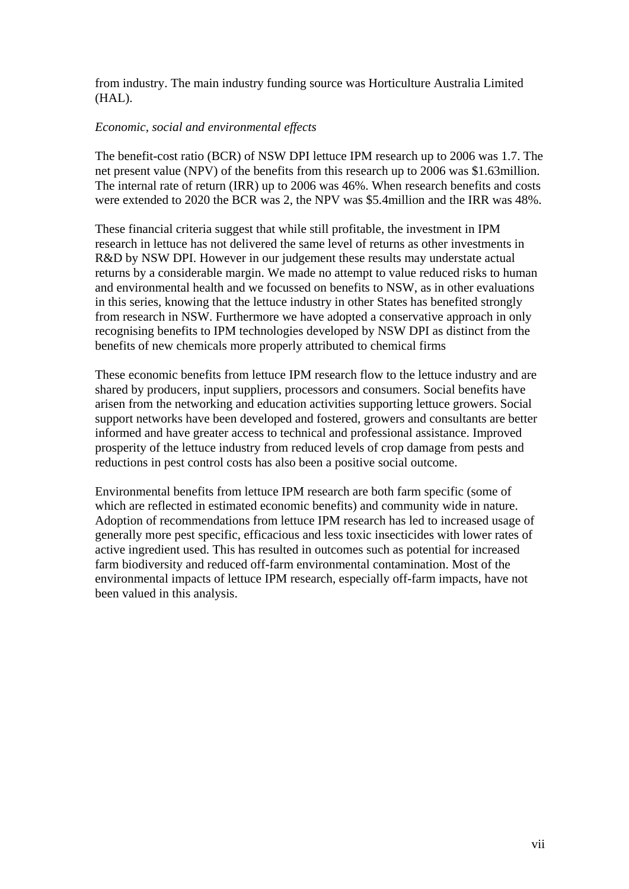from industry. The main industry funding source was Horticulture Australia Limited (HAL).

*Economic, social and environmental effects*

The benefit-cost ratio (BCR) of NSW DPI lettuce IPM research up to 2006 was 1.7. The net present value (NPV) of the benefits from this research up to 2006 was $1.63million. The internal rate of return (IRR) up to 2006 was 46%. When research benefits and costs were extended to 2020 the BCR was 2, the NPV was $5.4million and the IRR was 48%.

These financial criteria suggest that while still profitable, the investment in IPM research in lettuce has not delivered the same level of returns as other investments in R&D by NSW DPI. However in our judgement these results may understate actual returns by a considerable margin. We made no attempt to value reduced risks to human and environmental health and we focussed on benefits to NSW, as in other evaluations in this series, knowing that the lettuce industry in other States has benefited strongly from research in NSW. Furthermore we have adopted a conservative approach in only recognising benefits to IPM technologies developed by NSW DPI as distinct from the benefits of new chemicals more properly attributed to chemical firms

These economic benefits from lettuce IPM research flow to the lettuce industry and are shared by producers, input suppliers, processors and consumers. Social benefits have arisen from the networking and education activities supporting lettuce growers. Social support networks have been developed and fostered, growers and consultants are better informed and have greater access to technical and professional assistance. Improved prosperity of the lettuce industry from reduced levels of crop damage from pests and reductions in pest control costs has also been a positive social outcome.

Environmental benefits from lettuce IPM research are both farm specific (some of which are reflected in estimated economic benefits) and community wide in nature. Adoption of recommendations from lettuce IPM research has led to increased usage of generally more pest specific, efficacious and less toxic insecticides with lower rates of active ingredient used. This has resulted in outcomes such as potential for increased farm biodiversity and reduced off-farm environmental contamination. Most of the environmental impacts of lettuce IPM research, especially off-farm impacts, have not been valued in this analysis.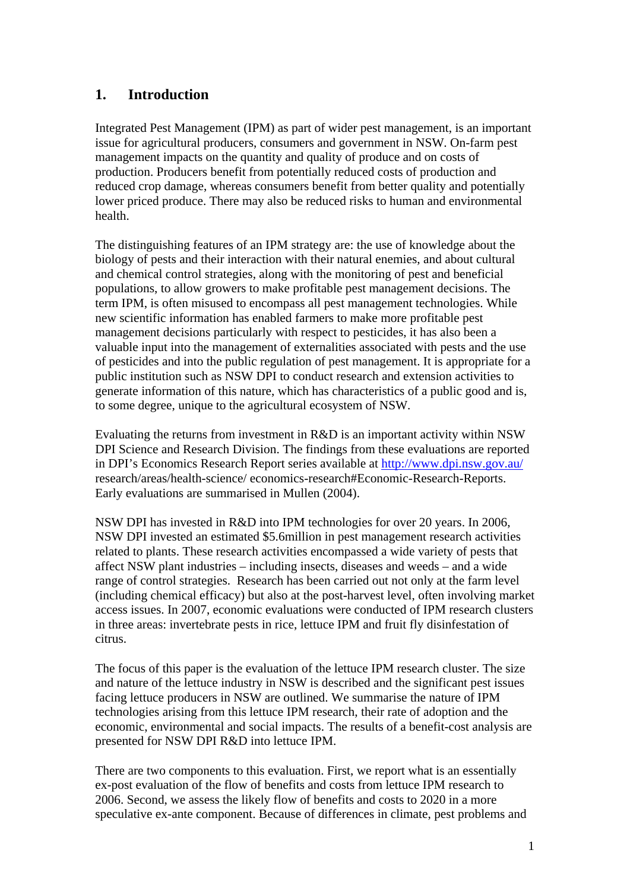## 1. Introduction

Integrated Pest Management (IPM) as part of wider pest management, is an important issue for agricultural producers, consumers and government in NSW. On-farm pest management impacts on the quantity and quality of produce and on costs of production. Producers benefit from potentially reduced costs of production and reduced crop damage, whereas consumers benefit from better quality and potentially lower priced produce. There may also be reduced risks to human and environmental health.

The distinguishing features of an IPM strategy are: the use of knowledge about the biology of pests and their interaction with their natural enemies, and about cultural and chemical control strategies, along with the monitoring of pest and beneficial populations, to allow growers to make profitable pest management decisions. The term IPM, is often misused to encompass all pest management technologies. While new scientific information has enabled farmers to make more profitable pest management decisions particularly with respect to pesticides, it has also been a valuable input into the management of externalities associated with pests and the use of pesticides and into the public regulation of pest management. It is appropriate for a public institution such as NSW DPI to conduct research and extension activities to generate information of this nature, which has characteristics of a public good and is, to some degree, unique to the agricultural ecosystem of NSW.

Evaluating the returns from investment in R&D is an important activity within NSW DPI Science and Research Division. The findings from these evaluations are reported in DPI's Economics Research Report series available at http://www.dpi.nsw.gov.au/ research/areas/health-science/ economics-research#Economic-Research-Reports. Early evaluations are summarised in Mullen (2004).

NSW DPI has invested in R&D into IPM technologies for over 20 years. In 2006, NSW DPI invested an estimated $5.6million in pest management research activities related to plants. These research activities encompassed a wide variety of pests that affect NSW plant industries – including insects, diseases and weeds – and a wide range of control strategies. Research has been carried out not only at the farm level (including chemical efficacy) but also at the post-harvest level, often involving market access issues. In 2007, economic evaluations were conducted of IPM research clusters in three areas: invertebrate pests in rice, lettuce IPM and fruit fly disinfestation of citrus.

The focus of this paper is the evaluation of the lettuce IPM research cluster. The size and nature of the lettuce industry in NSW is described and the significant pest issues facing lettuce producers in NSW are outlined. We summarise the nature of IPM technologies arising from this lettuce IPM research, their rate of adoption and the economic, environmental and social impacts. The results of a benefit-cost analysis are presented for NSW DPI R&D into lettuce IPM.

There are two components to this evaluation. First, we report what is an essentially ex-post evaluation of the flow of benefits and costs from lettuce IPM research to 2006. Second, we assess the likely flow of benefits and costs to 2020 in a more speculative ex-ante component. Because of differences in climate, pest problems and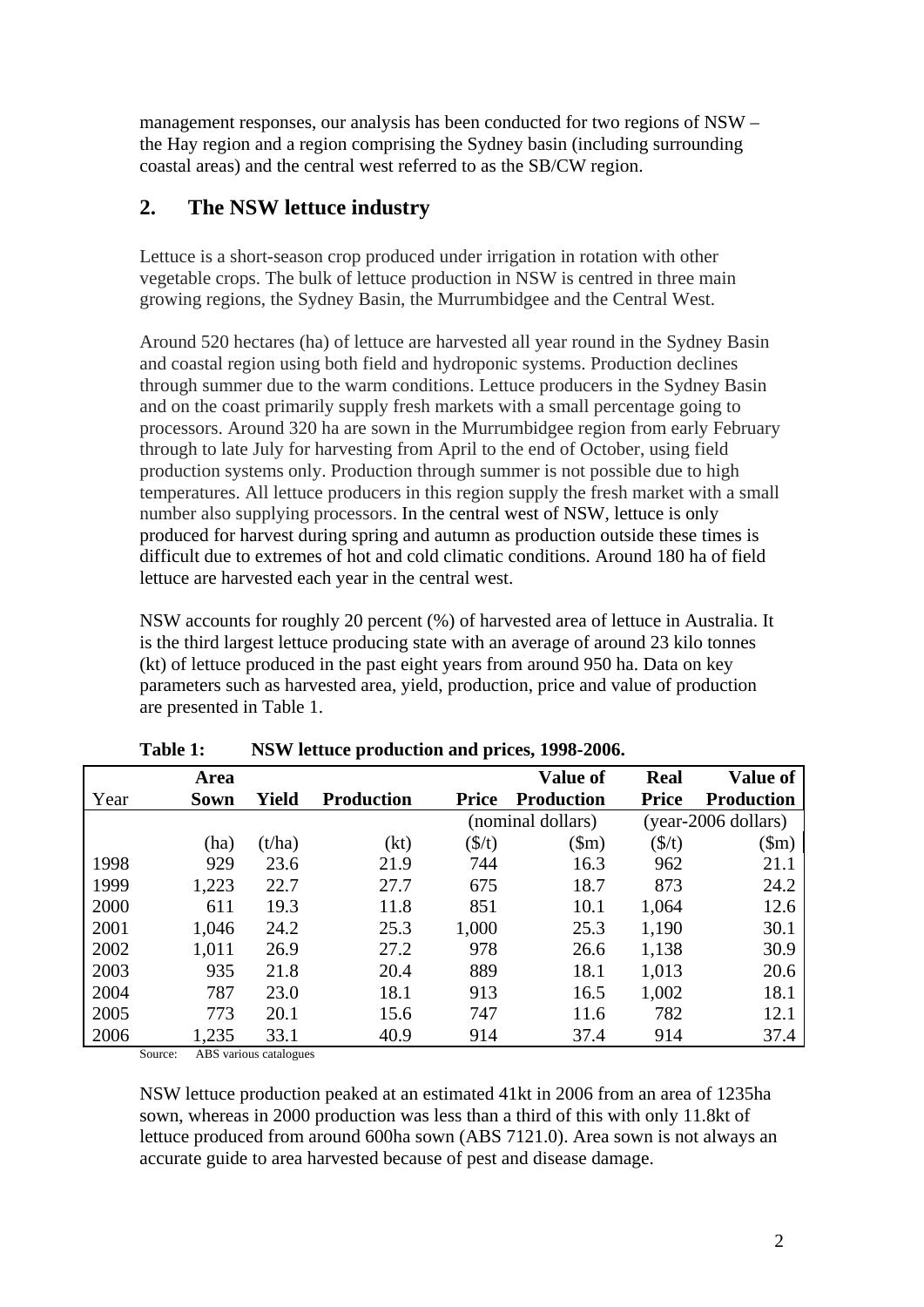management responses, our analysis has been conducted for two regions of NSW – the Hay region and a region comprising the Sydney basin (including surrounding coastal areas) and the central west referred to as the SB/CW region.

## 2. The NSW lettuce industry

Lettuce is a short-season crop produced under irrigation in rotation with other vegetable crops. The bulk of lettuce production in NSW is centred in three main growing regions, the Sydney Basin, the Murrumbidgee and the Central West.

Around 520 hectares (ha) of lettuce are harvested all year round in the Sydney Basin and coastal region using both field and hydroponic systems. Production declines through summer due to the warm conditions. Lettuce producers in the Sydney Basin and on the coast primarily supply fresh markets with a small percentage going to processors. Around 320 ha are sown in the Murrumbidgee region from early February through to late July for harvesting from April to the end of October, using field production systems only. Production through summer is not possible due to high temperatures. All lettuce producers in this region supply the fresh market with a small number also supplying processors. In the central west of NSW, lettuce is only produced for harvest during spring and autumn as production outside these times is difficult due to extremes of hot and cold climatic conditions. Around 180 ha of field lettuce are harvested each year in the central west.

NSW accounts for roughly 20 percent (%) of harvested area of lettuce in Australia. It is the third largest lettuce producing state with an average of around 23 kilo tonnes (kt) of lettuce produced in the past eight years from around 950 ha. Data on key parameters such as harvested area, yield, production, price and value of production are presented in Table 1.

**Table 1: NSW lettuce production and prices, 1998-2006.**

| Year | Area Sown | Yield | Production | Price | Value of Production | Real Price | Value of Production |
|---|---|---|---|---|---|---|---|
| | | | | (nominal dollars) | | (year-2006 dollars) | |
| | (ha) | (t/ha) | (kt) | ($/t) | ($m) | ($/t) | ($m) |
| 1998 | 929 | 23.6 | 21.9 | 744 | 16.3 | 962 | 21.1 |
| 1999 | 1,223 | 22.7 | 27.7 | 675 | 18.7 | 873 | 24.2 |
| 2000 | 611 | 19.3 | 11.8 | 851 | 10.1 | 1,064 | 12.6 |
| 2001 | 1,046 | 24.2 | 25.3 | 1,000 | 25.3 | 1,190 | 30.1 |
| 2002 | 1,011 | 26.9 | 27.2 | 978 | 26.6 | 1,138 | 30.9 |
| 2003 | 935 | 21.8 | 20.4 | 889 | 18.1 | 1,013 | 20.6 |
| 2004 | 787 | 23.0 | 18.1 | 913 | 16.5 | 1,002 | 18.1 |
| 2005 | 773 | 20.1 | 15.6 | 747 | 11.6 | 782 | 12.1 |
| 2006 | 1,235 | 33.1 | 40.9 | 914 | 37.4 | 914 | 37.4 |

Source: ABS various catalogues

NSW lettuce production peaked at an estimated 41kt in 2006 from an area of 1235ha sown, whereas in 2000 production was less than a third of this with only 11.8kt of lettuce produced from around 600ha sown (ABS 7121.0). Area sown is not always an accurate guide to area harvested because of pest and disease damage.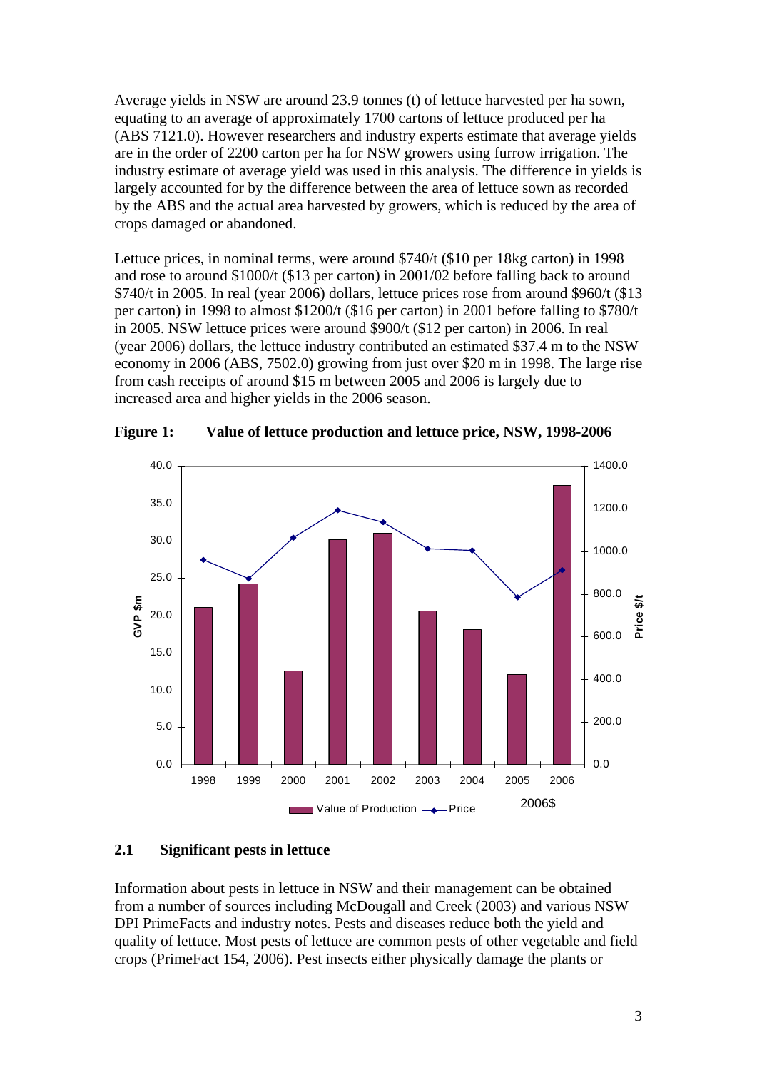Average yields in NSW are around 23.9 tonnes (t) of lettuce harvested per ha sown, equating to an average of approximately 1700 cartons of lettuce produced per ha (ABS 7121.0). However researchers and industry experts estimate that average yields are in the order of 2200 carton per ha for NSW growers using furrow irrigation. The industry estimate of average yield was used in this analysis. The difference in yields is largely accounted for by the difference between the area of lettuce sown as recorded by the ABS and the actual area harvested by growers, which is reduced by the area of crops damaged or abandoned.

Lettuce prices, in nominal terms, were around $740/t ($10 per 18kg carton) in 1998 and rose to around $1000/t ($13 per carton) in 2001/02 before falling back to around $740/t in 2005. In real (year 2006) dollars, lettuce prices rose from around $960/t ($13 per carton) in 1998 to almost $1200/t ($16 per carton) in 2001 before falling to $780/t in 2005. NSW lettuce prices were around $900/t ($12 per carton) in 2006. In real (year 2006) dollars, the lettuce industry contributed an estimated $37.4 m to the NSW economy in 2006 (ABS, 7502.0) growing from just over $20 m in 1998. The large rise from cash receipts of around $15 m between 2005 and 2006 is largely due to increased area and higher yields in the 2006 season.

**Figure 1: Value of lettuce production and lettuce price, NSW, 1998-2006**

## 2.1 Significant pests in lettuce

Information about pests in lettuce in NSW and their management can be obtained from a number of sources including McDougall and Creek (2003) and various NSW DPI PrimeFacts and industry notes. Pests and diseases reduce both the yield and quality of lettuce. Most pests of lettuce are common pests of other vegetable and field crops (PrimeFact 154, 2006). Pest insects either physically damage the plants or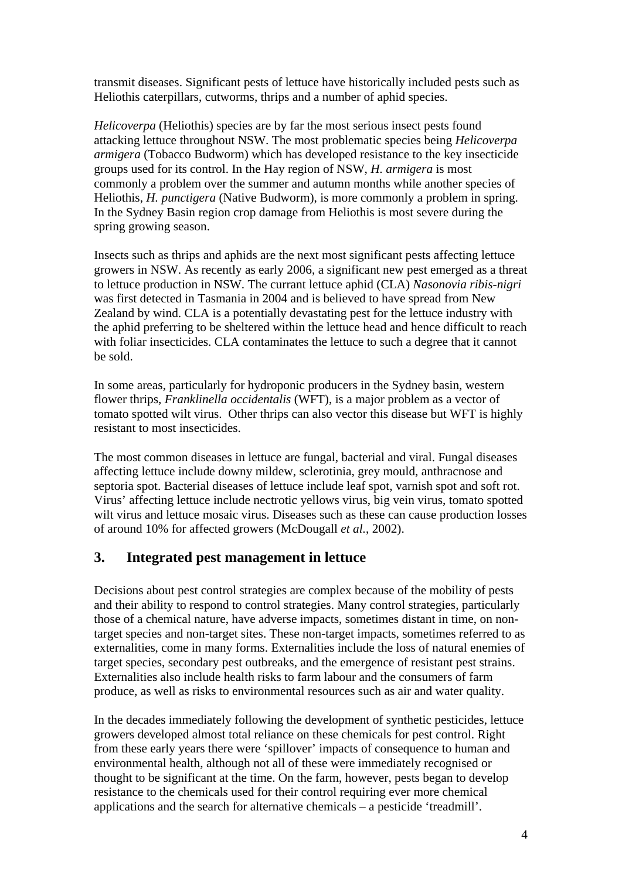transmit diseases. Significant pests of lettuce have historically included pests such as Heliothis caterpillars, cutworms, thrips and a number of aphid species.

*Helicoverpa* (Heliothis) species are by far the most serious insect pests found attacking lettuce throughout NSW. The most problematic species being *Helicoverpa armigera* (Tobacco Budworm) which has developed resistance to the key insecticide groups used for its control. In the Hay region of NSW, *H. armigera* is most commonly a problem over the summer and autumn months while another species of Heliothis, *H. punctigera* (Native Budworm), is more commonly a problem in spring. In the Sydney Basin region crop damage from Heliothis is most severe during the spring growing season.

Insects such as thrips and aphids are the next most significant pests affecting lettuce growers in NSW. As recently as early 2006, a significant new pest emerged as a threat to lettuce production in NSW. The currant lettuce aphid (CLA) *Nasonovia ribis-nigri* was first detected in Tasmania in 2004 and is believed to have spread from New Zealand by wind. CLA is a potentially devastating pest for the lettuce industry with the aphid preferring to be sheltered within the lettuce head and hence difficult to reach with foliar insecticides. CLA contaminates the lettuce to such a degree that it cannot be sold.

In some areas, particularly for hydroponic producers in the Sydney basin, western flower thrips, *Franklinella occidentalis* (WFT), is a major problem as a vector of tomato spotted wilt virus. Other thrips can also vector this disease but WFT is highly resistant to most insecticides.

The most common diseases in lettuce are fungal, bacterial and viral. Fungal diseases affecting lettuce include downy mildew, sclerotinia, grey mould, anthracnose and septoria spot. Bacterial diseases of lettuce include leaf spot, varnish spot and soft rot. Virus' affecting lettuce include nectrotic yellows virus, big vein virus, tomato spotted wilt virus and lettuce mosaic virus. Diseases such as these can cause production losses of around 10% for affected growers (McDougall *et al.*, 2002).

## 3. Integrated pest management in lettuce

Decisions about pest control strategies are complex because of the mobility of pests and their ability to respond to control strategies. Many control strategies, particularly those of a chemical nature, have adverse impacts, sometimes distant in time, on non-target species and non-target sites. These non-target impacts, sometimes referred to as externalities, come in many forms. Externalities include the loss of natural enemies of target species, secondary pest outbreaks, and the emergence of resistant pest strains. Externalities also include health risks to farm labour and the consumers of farm produce, as well as risks to environmental resources such as air and water quality.

In the decades immediately following the development of synthetic pesticides, lettuce growers developed almost total reliance on these chemicals for pest control. Right from these early years there were 'spillover' impacts of consequence to human and environmental health, although not all of these were immediately recognised or thought to be significant at the time. On the farm, however, pests began to develop resistance to the chemicals used for their control requiring ever more chemical applications and the search for alternative chemicals – a pesticide 'treadmill'.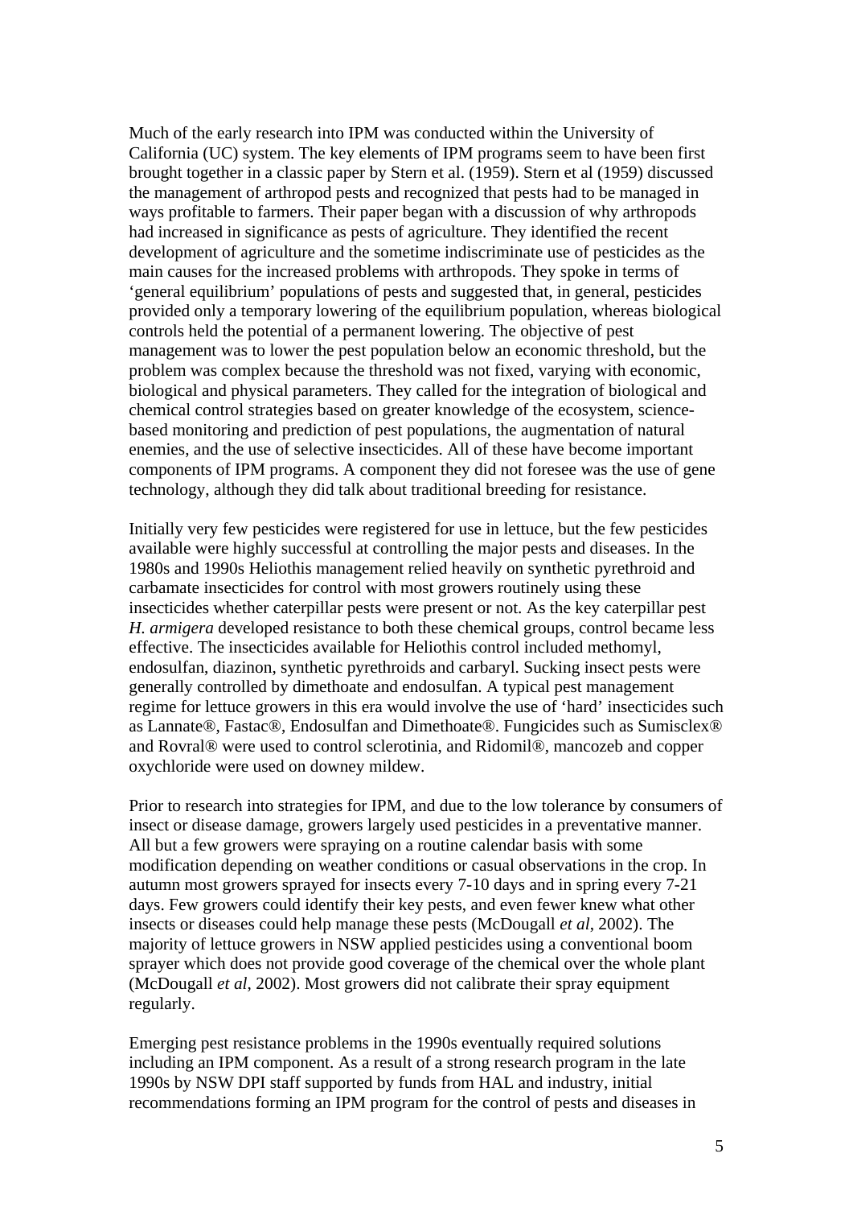Much of the early research into IPM was conducted within the University of California (UC) system. The key elements of IPM programs seem to have been first brought together in a classic paper by Stern et al. (1959). Stern et al (1959) discussed the management of arthropod pests and recognized that pests had to be managed in ways profitable to farmers. Their paper began with a discussion of why arthropods had increased in significance as pests of agriculture. They identified the recent development of agriculture and the sometime indiscriminate use of pesticides as the main causes for the increased problems with arthropods. They spoke in terms of 'general equilibrium' populations of pests and suggested that, in general, pesticides provided only a temporary lowering of the equilibrium population, whereas biological controls held the potential of a permanent lowering. The objective of pest management was to lower the pest population below an economic threshold, but the problem was complex because the threshold was not fixed, varying with economic, biological and physical parameters. They called for the integration of biological and chemical control strategies based on greater knowledge of the ecosystem, science-based monitoring and prediction of pest populations, the augmentation of natural enemies, and the use of selective insecticides. All of these have become important components of IPM programs. A component they did not foresee was the use of gene technology, although they did talk about traditional breeding for resistance.

Initially very few pesticides were registered for use in lettuce, but the few pesticides available were highly successful at controlling the major pests and diseases. In the 1980s and 1990s Heliothis management relied heavily on synthetic pyrethroid and carbamate insecticides for control with most growers routinely using these insecticides whether caterpillar pests were present or not. As the key caterpillar pest *H. armigera* developed resistance to both these chemical groups, control became less effective. The insecticides available for Heliothis control included methomyl, endosulfan, diazinon, synthetic pyrethroids and carbaryl. Sucking insect pests were generally controlled by dimethoate and endosulfan. A typical pest management regime for lettuce growers in this era would involve the use of 'hard' insecticides such as Lannate®, Fastac®, Endosulfan and Dimethoate®. Fungicides such as Sumisclex® and Rovral® were used to control sclerotinia, and Ridomil®, mancozeb and copper oxychloride were used on downey mildew.

Prior to research into strategies for IPM, and due to the low tolerance by consumers of insect or disease damage, growers largely used pesticides in a preventative manner. All but a few growers were spraying on a routine calendar basis with some modification depending on weather conditions or casual observations in the crop. In autumn most growers sprayed for insects every 7-10 days and in spring every 7-21 days. Few growers could identify their key pests, and even fewer knew what other insects or diseases could help manage these pests (McDougall *et al*, 2002). The majority of lettuce growers in NSW applied pesticides using a conventional boom sprayer which does not provide good coverage of the chemical over the whole plant (McDougall *et al*, 2002). Most growers did not calibrate their spray equipment regularly.

Emerging pest resistance problems in the 1990s eventually required solutions including an IPM component. As a result of a strong research program in the late 1990s by NSW DPI staff supported by funds from HAL and industry, initial recommendations forming an IPM program for the control of pests and diseases in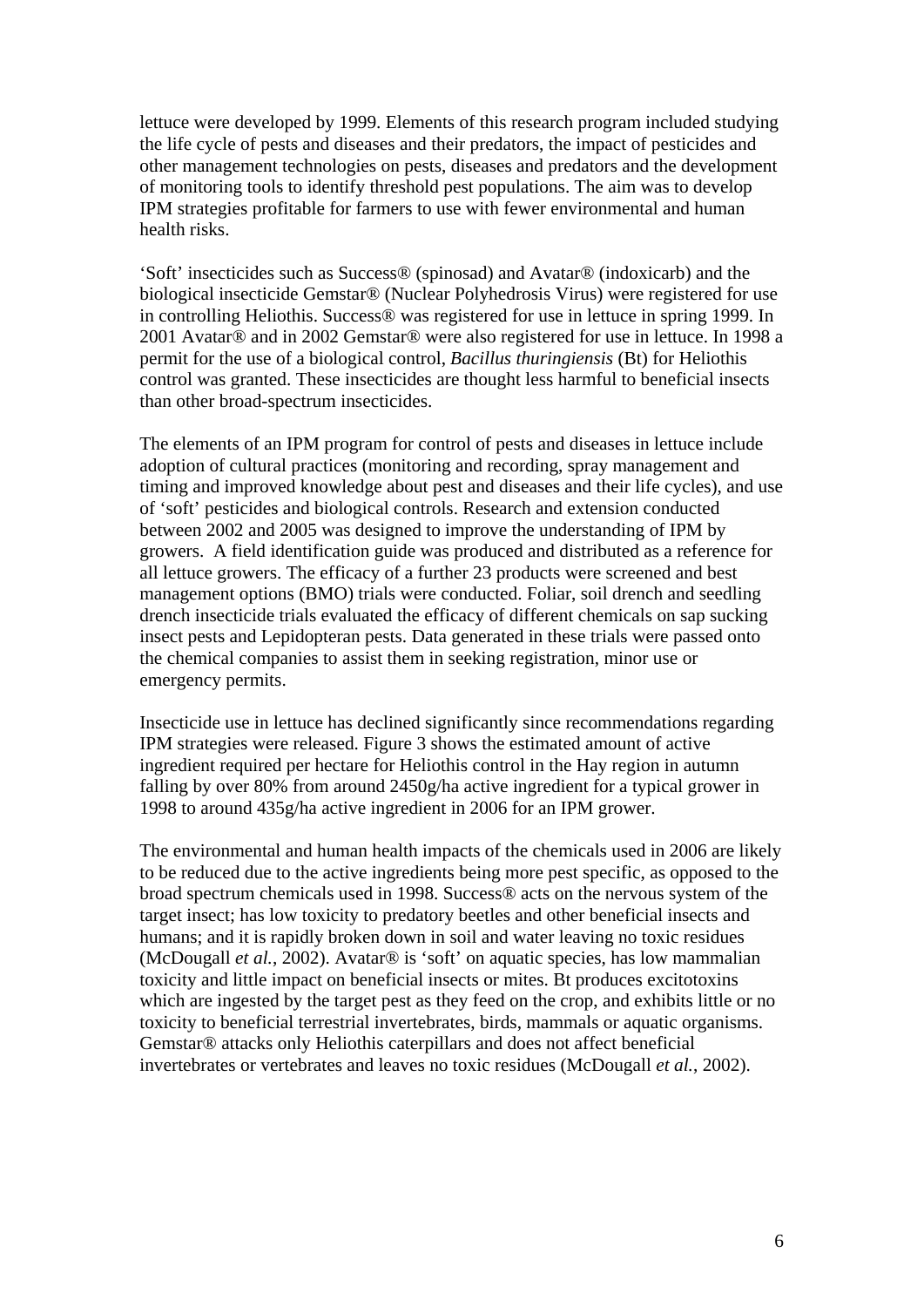lettuce were developed by 1999. Elements of this research program included studying the life cycle of pests and diseases and their predators, the impact of pesticides and other management technologies on pests, diseases and predators and the development of monitoring tools to identify threshold pest populations. The aim was to develop IPM strategies profitable for farmers to use with fewer environmental and human health risks.

'Soft' insecticides such as Success® (spinosad) and Avatar® (indoxicarb) and the biological insecticide Gemstar® (Nuclear Polyhedrosis Virus) were registered for use in controlling Heliothis. Success® was registered for use in lettuce in spring 1999. In 2001 Avatar® and in 2002 Gemstar® were also registered for use in lettuce. In 1998 a permit for the use of a biological control, *Bacillus thuringiensis* (Bt) for Heliothis control was granted. These insecticides are thought less harmful to beneficial insects than other broad-spectrum insecticides.

The elements of an IPM program for control of pests and diseases in lettuce include adoption of cultural practices (monitoring and recording, spray management and timing and improved knowledge about pest and diseases and their life cycles), and use of 'soft' pesticides and biological controls. Research and extension conducted between 2002 and 2005 was designed to improve the understanding of IPM by growers. A field identification guide was produced and distributed as a reference for all lettuce growers. The efficacy of a further 23 products were screened and best management options (BMO) trials were conducted. Foliar, soil drench and seedling drench insecticide trials evaluated the efficacy of different chemicals on sap sucking insect pests and Lepidopteran pests. Data generated in these trials were passed onto the chemical companies to assist them in seeking registration, minor use or emergency permits.

Insecticide use in lettuce has declined significantly since recommendations regarding IPM strategies were released. Figure 3 shows the estimated amount of active ingredient required per hectare for Heliothis control in the Hay region in autumn falling by over 80% from around 2450g/ha active ingredient for a typical grower in 1998 to around 435g/ha active ingredient in 2006 for an IPM grower.

The environmental and human health impacts of the chemicals used in 2006 are likely to be reduced due to the active ingredients being more pest specific, as opposed to the broad spectrum chemicals used in 1998. Success® acts on the nervous system of the target insect; has low toxicity to predatory beetles and other beneficial insects and humans; and it is rapidly broken down in soil and water leaving no toxic residues (McDougall *et al.*, 2002). Avatar® is 'soft' on aquatic species, has low mammalian toxicity and little impact on beneficial insects or mites. Bt produces excitotoxins which are ingested by the target pest as they feed on the crop, and exhibits little or no toxicity to beneficial terrestrial invertebrates, birds, mammals or aquatic organisms. Gemstar® attacks only Heliothis caterpillars and does not affect beneficial invertebrates or vertebrates and leaves no toxic residues (McDougall *et al.*, 2002).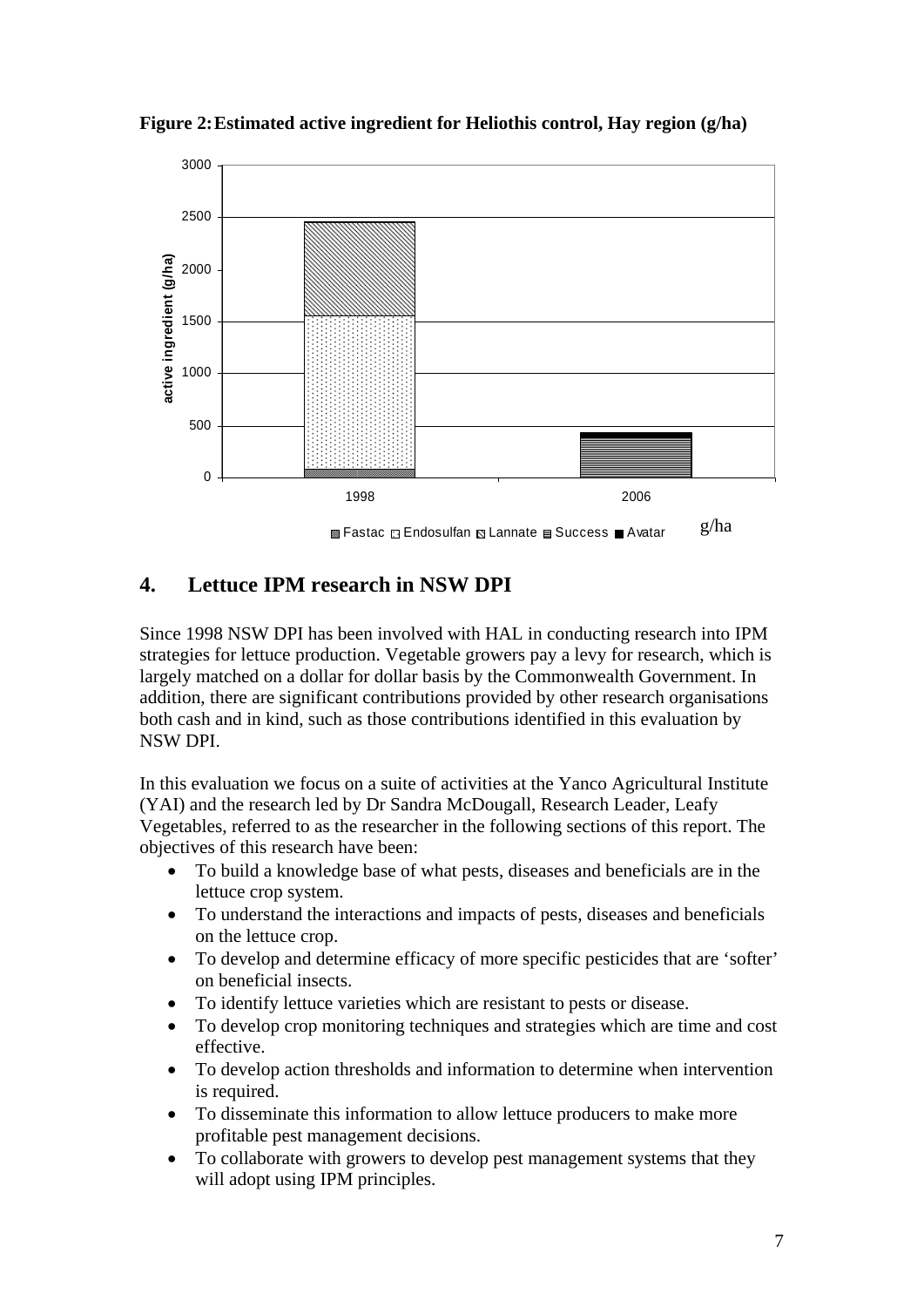**Figure 2: Estimated active ingredient for Heliothis control, Hay region (g/ha)**

## 4. Lettuce IPM research in NSW DPI

Since 1998 NSW DPI has been involved with HAL in conducting research into IPM strategies for lettuce production. Vegetable growers pay a levy for research, which is largely matched on a dollar for dollar basis by the Commonwealth Government. In addition, there are significant contributions provided by other research organisations both cash and in kind, such as those contributions identified in this evaluation by NSW DPI.

In this evaluation we focus on a suite of activities at the Yanco Agricultural Institute (YAI) and the research led by Dr Sandra McDougall, Research Leader, Leafy Vegetables, referred to as the researcher in the following sections of this report. The objectives of this research have been:

- To build a knowledge base of what pests, diseases and beneficials are in the lettuce crop system.
- To understand the interactions and impacts of pests, diseases and beneficials on the lettuce crop.
- To develop and determine efficacy of more specific pesticides that are 'softer' on beneficial insects.
- To identify lettuce varieties which are resistant to pests or disease.
- To develop crop monitoring techniques and strategies which are time and cost effective.
- To develop action thresholds and information to determine when intervention is required.
- To disseminate this information to allow lettuce producers to make more profitable pest management decisions.
- To collaborate with growers to develop pest management systems that they will adopt using IPM principles.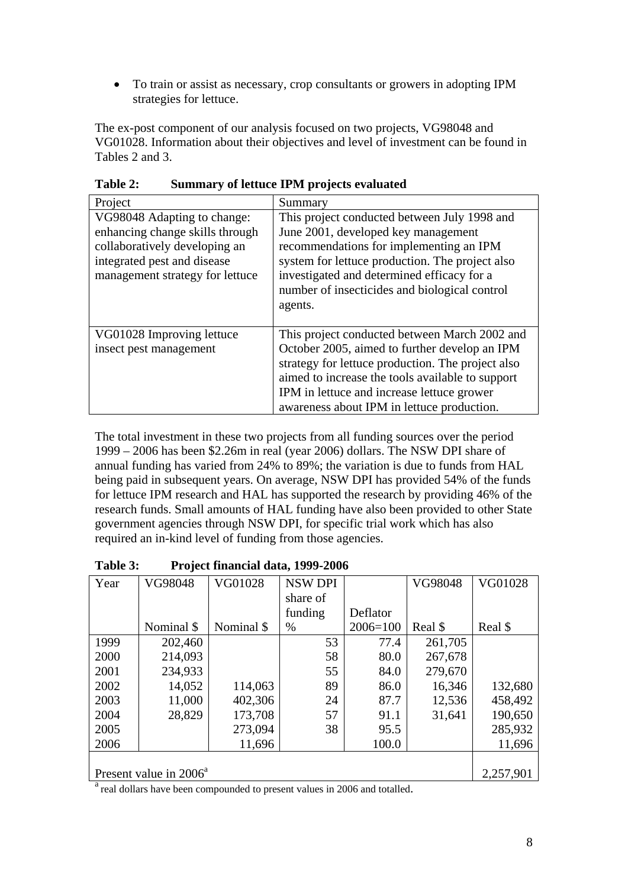- To train or assist as necessary, crop consultants or growers in adopting IPM strategies for lettuce.

The ex-post component of our analysis focused on two projects, VG98048 and VG01028. Information about their objectives and level of investment can be found in Tables 2 and 3.

**Table 2: Summary of lettuce IPM projects evaluated**

| Project | Summary |
|---|---|
| VG98048 Adapting to change: enhancing change skills through collaboratively developing an integrated pest and disease management strategy for lettuce | This project conducted between July 1998 and June 2001, developed key management recommendations for implementing an IPM system for lettuce production. The project also investigated and determined efficacy for a number of insecticides and biological control agents. |
| VG01028 Improving lettuce insect pest management | This project conducted between March 2002 and October 2005, aimed to further develop an IPM strategy for lettuce production. The project also aimed to increase the tools available to support IPM in lettuce and increase lettuce grower awareness about IPM in lettuce production. |

The total investment in these two projects from all funding sources over the period 1999 – 2006 has been \$2.26m in real (year 2006) dollars. The NSW DPI share of annual funding has varied from 24% to 89%; the variation is due to funds from HAL being paid in subsequent years. On average, NSW DPI has provided 54% of the funds for lettuce IPM research and HAL has supported the research by providing 46% of the research funds. Small amounts of HAL funding have also been provided to other State government agencies through NSW DPI, for specific trial work which has also required an in-kind level of funding from those agencies.

**Table 3: Project financial data, 1999-2006**

| Year | VG98048 Nominal \$ | VG01028 Nominal \$ | NSW DPI share of funding % | Deflator 2006=100 | VG98048 Real \$ | VG01028 Real \$ |
|---|---|---|---|---|---|---|
| 1999 | 202,460 | | 53 | 77.4 | 261,705 | |
| 2000 | 214,093 | | 58 | 80.0 | 267,678 | |
| 2001 | 234,933 | | 55 | 84.0 | 279,670 | |
| 2002 | 14,052 | 114,063 | 89 | 86.0 | 16,346 | 132,680 |
| 2003 | 11,000 | 402,306 | 24 | 87.7 | 12,536 | 458,492 |
| 2004 | 28,829 | 173,708 | 57 | 91.1 | 31,641 | 190,650 |
| 2005 | | 273,094 | 38 | 95.5 | | 285,932 |
| 2006 | | 11,696 | | 100.0 | | 11,696 |
| Present value in 2006[a] | | | | | | 2,257,901 |

[a] real dollars have been compounded to present values in 2006 and totalled.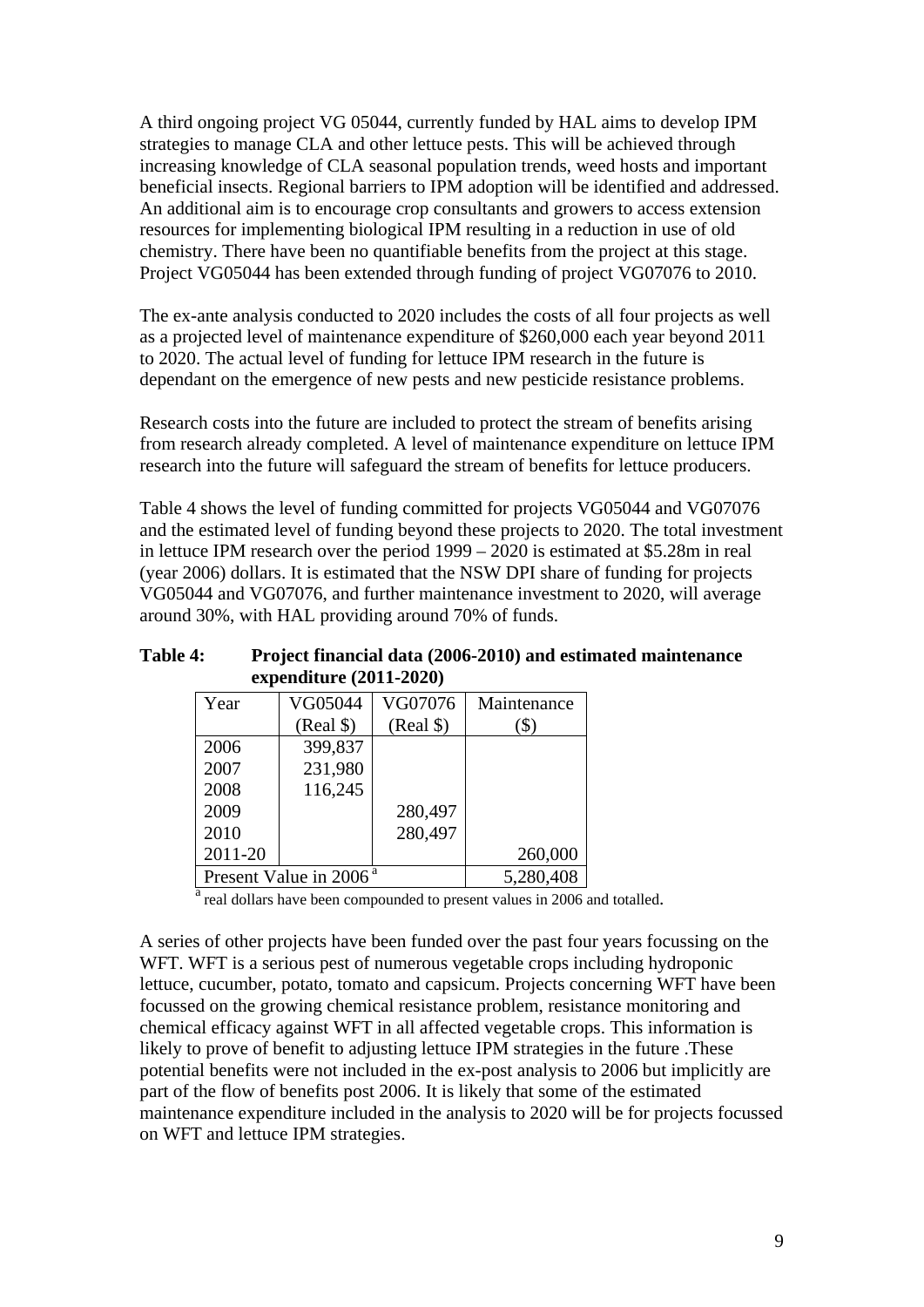A third ongoing project VG 05044, currently funded by HAL aims to develop IPM strategies to manage CLA and other lettuce pests. This will be achieved through increasing knowledge of CLA seasonal population trends, weed hosts and important beneficial insects. Regional barriers to IPM adoption will be identified and addressed. An additional aim is to encourage crop consultants and growers to access extension resources for implementing biological IPM resulting in a reduction in use of old chemistry. There have been no quantifiable benefits from the project at this stage. Project VG05044 has been extended through funding of project VG07076 to 2010.

The ex-ante analysis conducted to 2020 includes the costs of all four projects as well as a projected level of maintenance expenditure of $260,000 each year beyond 2011 to 2020. The actual level of funding for lettuce IPM research in the future is dependant on the emergence of new pests and new pesticide resistance problems.

Research costs into the future are included to protect the stream of benefits arising from research already completed. A level of maintenance expenditure on lettuce IPM research into the future will safeguard the stream of benefits for lettuce producers.

Table 4 shows the level of funding committed for projects VG05044 and VG07076 and the estimated level of funding beyond these projects to 2020. The total investment in lettuce IPM research over the period 1999 – 2020 is estimated at $5.28m in real (year 2006) dollars. It is estimated that the NSW DPI share of funding for projects VG05044 and VG07076, and further maintenance investment to 2020, will average around 30%, with HAL providing around 70% of funds.

**Table 4: Project financial data (2006-2010) and estimated maintenance expenditure (2011-2020)**

| Year | VG05044 (Real $) | VG07076 (Real $) | Maintenance ($) |
|---|---|---|---|
| 2006 | 399,837 | | |
| 2007 | 231,980 | | |
| 2008 | 116,245 | | |
| 2009 | | 280,497 | |
| 2010 | | 280,497 | |
| 2011-20 | | | 260,000 |
| Present Value in 2006 [a] | | | 5,280,408 |

[a] real dollars have been compounded to present values in 2006 and totalled.

A series of other projects have been funded over the past four years focussing on the WFT. WFT is a serious pest of numerous vegetable crops including hydroponic lettuce, cucumber, potato, tomato and capsicum. Projects concerning WFT have been focussed on the growing chemical resistance problem, resistance monitoring and chemical efficacy against WFT in all affected vegetable crops. This information is likely to prove of benefit to adjusting lettuce IPM strategies in the future .These potential benefits were not included in the ex-post analysis to 2006 but implicitly are part of the flow of benefits post 2006. It is likely that some of the estimated maintenance expenditure included in the analysis to 2020 will be for projects focussed on WFT and lettuce IPM strategies.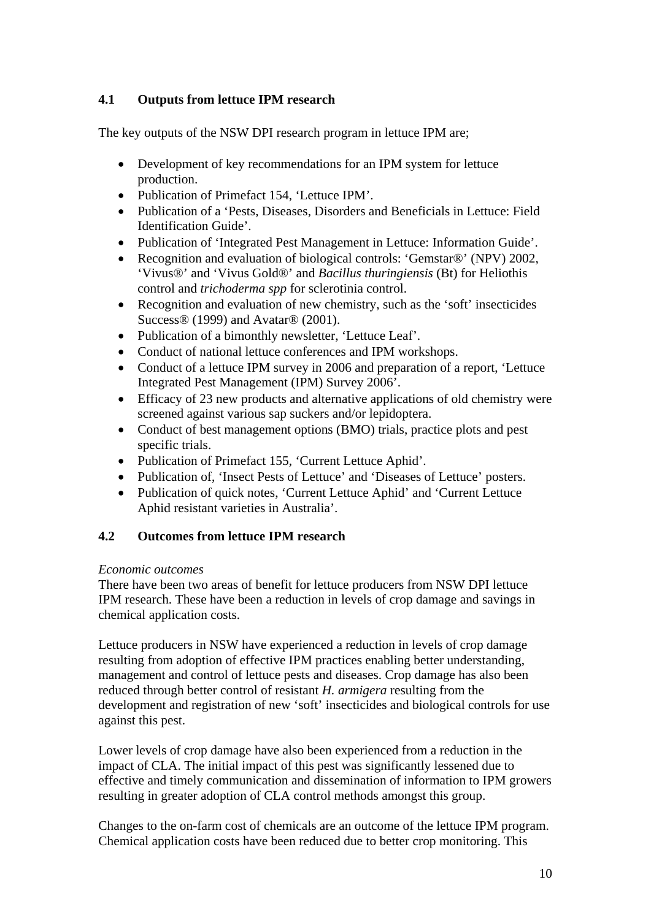### 4.1 Outputs from lettuce IPM research

The key outputs of the NSW DPI research program in lettuce IPM are;

- Development of key recommendations for an IPM system for lettuce production.
- Publication of Primefact 154, 'Lettuce IPM'.
- Publication of a 'Pests, Diseases, Disorders and Beneficials in Lettuce: Field Identification Guide'.
- Publication of 'Integrated Pest Management in Lettuce: Information Guide'.
- Recognition and evaluation of biological controls: 'Gemstar®' (NPV) 2002, 'Vivus®' and 'Vivus Gold®' and *Bacillus thuringiensis* (Bt) for Heliothis control and *trichoderma spp* for sclerotinia control.
- Recognition and evaluation of new chemistry, such as the 'soft' insecticides Success® (1999) and Avatar® (2001).
- Publication of a bimonthly newsletter, 'Lettuce Leaf'.
- Conduct of national lettuce conferences and IPM workshops.
- Conduct of a lettuce IPM survey in 2006 and preparation of a report, 'Lettuce Integrated Pest Management (IPM) Survey 2006'.
- Efficacy of 23 new products and alternative applications of old chemistry were screened against various sap suckers and/or lepidoptera.
- Conduct of best management options (BMO) trials, practice plots and pest specific trials.
- Publication of Primefact 155, 'Current Lettuce Aphid'.
- Publication of, 'Insect Pests of Lettuce' and 'Diseases of Lettuce' posters.
- Publication of quick notes, 'Current Lettuce Aphid' and 'Current Lettuce Aphid resistant varieties in Australia'.

### 4.2 Outcomes from lettuce IPM research

*Economic outcomes*

There have been two areas of benefit for lettuce producers from NSW DPI lettuce IPM research. These have been a reduction in levels of crop damage and savings in chemical application costs.

Lettuce producers in NSW have experienced a reduction in levels of crop damage resulting from adoption of effective IPM practices enabling better understanding, management and control of lettuce pests and diseases. Crop damage has also been reduced through better control of resistant *H. armigera* resulting from the development and registration of new 'soft' insecticides and biological controls for use against this pest.

Lower levels of crop damage have also been experienced from a reduction in the impact of CLA. The initial impact of this pest was significantly lessened due to effective and timely communication and dissemination of information to IPM growers resulting in greater adoption of CLA control methods amongst this group.

Changes to the on-farm cost of chemicals are an outcome of the lettuce IPM program. Chemical application costs have been reduced due to better crop monitoring. This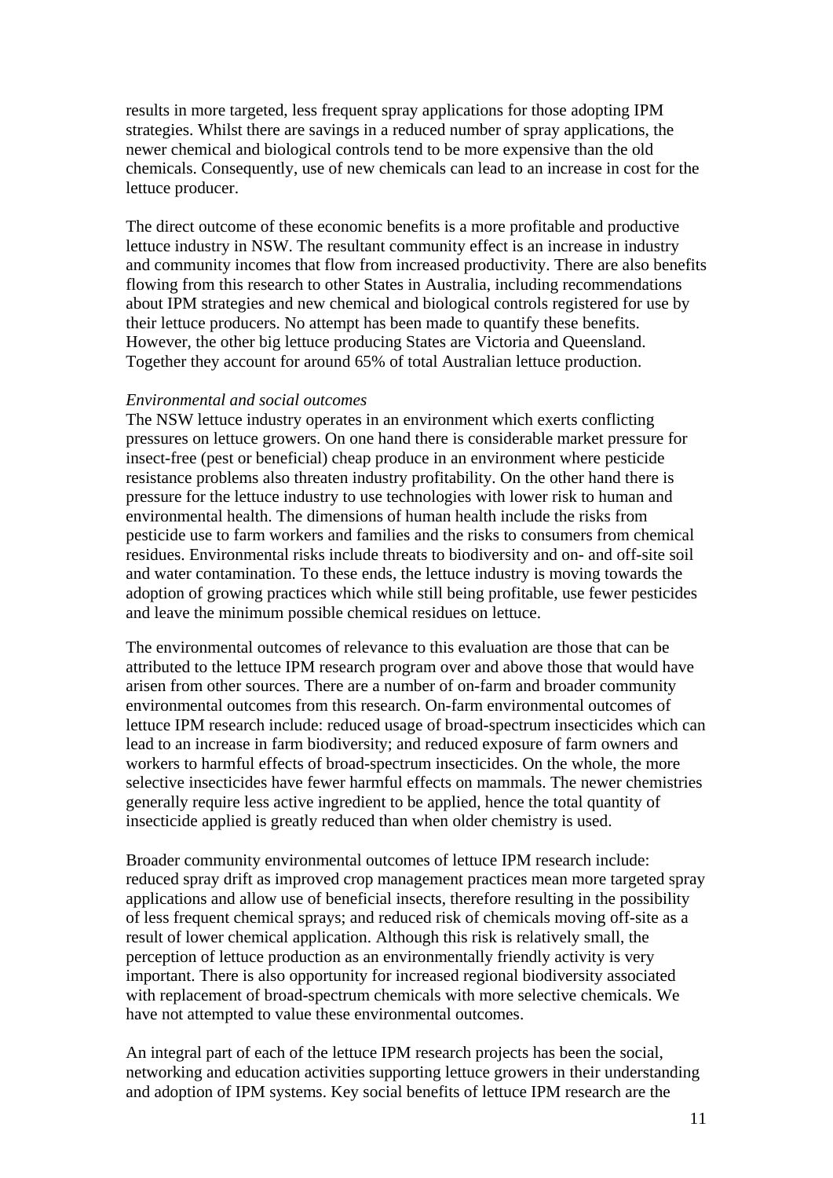results in more targeted, less frequent spray applications for those adopting IPM strategies. Whilst there are savings in a reduced number of spray applications, the newer chemical and biological controls tend to be more expensive than the old chemicals. Consequently, use of new chemicals can lead to an increase in cost for the lettuce producer.

The direct outcome of these economic benefits is a more profitable and productive lettuce industry in NSW. The resultant community effect is an increase in industry and community incomes that flow from increased productivity. There are also benefits flowing from this research to other States in Australia, including recommendations about IPM strategies and new chemical and biological controls registered for use by their lettuce producers. No attempt has been made to quantify these benefits. However, the other big lettuce producing States are Victoria and Queensland. Together they account for around 65% of total Australian lettuce production.

*Environmental and social outcomes*

The NSW lettuce industry operates in an environment which exerts conflicting pressures on lettuce growers. On one hand there is considerable market pressure for insect-free (pest or beneficial) cheap produce in an environment where pesticide resistance problems also threaten industry profitability. On the other hand there is pressure for the lettuce industry to use technologies with lower risk to human and environmental health. The dimensions of human health include the risks from pesticide use to farm workers and families and the risks to consumers from chemical residues. Environmental risks include threats to biodiversity and on- and off-site soil and water contamination. To these ends, the lettuce industry is moving towards the adoption of growing practices which while still being profitable, use fewer pesticides and leave the minimum possible chemical residues on lettuce.

The environmental outcomes of relevance to this evaluation are those that can be attributed to the lettuce IPM research program over and above those that would have arisen from other sources. There are a number of on-farm and broader community environmental outcomes from this research. On-farm environmental outcomes of lettuce IPM research include: reduced usage of broad-spectrum insecticides which can lead to an increase in farm biodiversity; and reduced exposure of farm owners and workers to harmful effects of broad-spectrum insecticides. On the whole, the more selective insecticides have fewer harmful effects on mammals. The newer chemistries generally require less active ingredient to be applied, hence the total quantity of insecticide applied is greatly reduced than when older chemistry is used.

Broader community environmental outcomes of lettuce IPM research include: reduced spray drift as improved crop management practices mean more targeted spray applications and allow use of beneficial insects, therefore resulting in the possibility of less frequent chemical sprays; and reduced risk of chemicals moving off-site as a result of lower chemical application. Although this risk is relatively small, the perception of lettuce production as an environmentally friendly activity is very important. There is also opportunity for increased regional biodiversity associated with replacement of broad-spectrum chemicals with more selective chemicals. We have not attempted to value these environmental outcomes.

An integral part of each of the lettuce IPM research projects has been the social, networking and education activities supporting lettuce growers in their understanding and adoption of IPM systems. Key social benefits of lettuce IPM research are the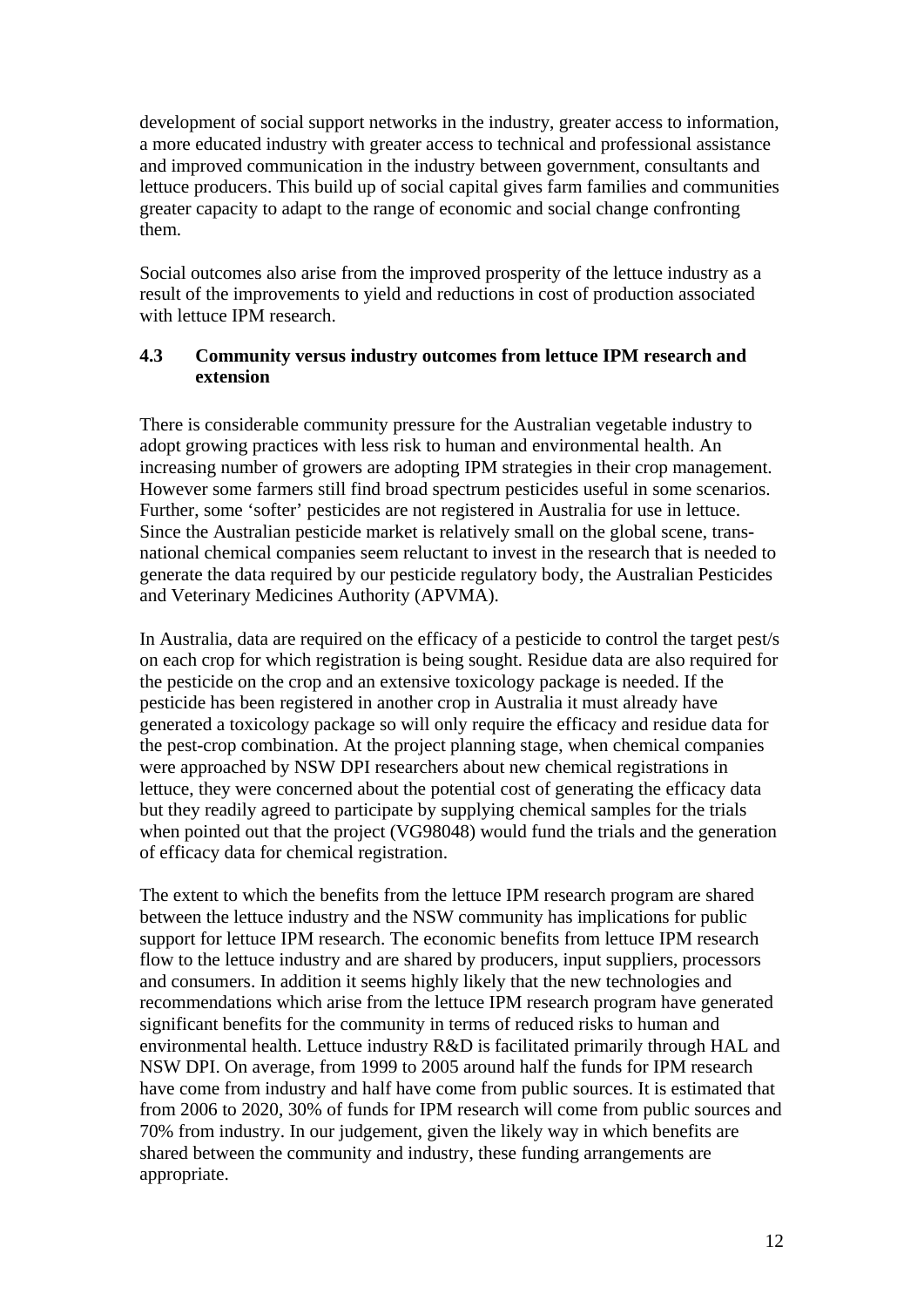development of social support networks in the industry, greater access to information, a more educated industry with greater access to technical and professional assistance and improved communication in the industry between government, consultants and lettuce producers. This build up of social capital gives farm families and communities greater capacity to adapt to the range of economic and social change confronting them.

Social outcomes also arise from the improved prosperity of the lettuce industry as a result of the improvements to yield and reductions in cost of production associated with lettuce IPM research.

### 4.3 Community versus industry outcomes from lettuce IPM research and extension

There is considerable community pressure for the Australian vegetable industry to adopt growing practices with less risk to human and environmental health. An increasing number of growers are adopting IPM strategies in their crop management. However some farmers still find broad spectrum pesticides useful in some scenarios. Further, some 'softer' pesticides are not registered in Australia for use in lettuce. Since the Australian pesticide market is relatively small on the global scene, trans-national chemical companies seem reluctant to invest in the research that is needed to generate the data required by our pesticide regulatory body, the Australian Pesticides and Veterinary Medicines Authority (APVMA).

In Australia, data are required on the efficacy of a pesticide to control the target pest/s on each crop for which registration is being sought. Residue data are also required for the pesticide on the crop and an extensive toxicology package is needed. If the pesticide has been registered in another crop in Australia it must already have generated a toxicology package so will only require the efficacy and residue data for the pest-crop combination. At the project planning stage, when chemical companies were approached by NSW DPI researchers about new chemical registrations in lettuce, they were concerned about the potential cost of generating the efficacy data but they readily agreed to participate by supplying chemical samples for the trials when pointed out that the project (VG98048) would fund the trials and the generation of efficacy data for chemical registration.

The extent to which the benefits from the lettuce IPM research program are shared between the lettuce industry and the NSW community has implications for public support for lettuce IPM research. The economic benefits from lettuce IPM research flow to the lettuce industry and are shared by producers, input suppliers, processors and consumers. In addition it seems highly likely that the new technologies and recommendations which arise from the lettuce IPM research program have generated significant benefits for the community in terms of reduced risks to human and environmental health. Lettuce industry R&D is facilitated primarily through HAL and NSW DPI. On average, from 1999 to 2005 around half the funds for IPM research have come from industry and half have come from public sources. It is estimated that from 2006 to 2020, 30% of funds for IPM research will come from public sources and 70% from industry. In our judgement, given the likely way in which benefits are shared between the community and industry, these funding arrangements are appropriate.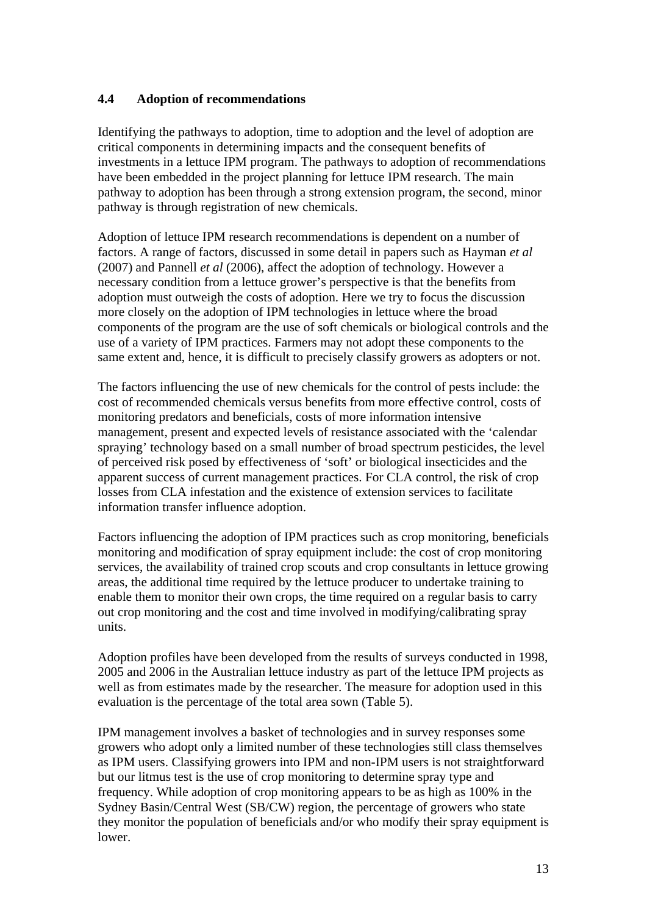## 4.4 Adoption of recommendations

Identifying the pathways to adoption, time to adoption and the level of adoption are critical components in determining impacts and the consequent benefits of investments in a lettuce IPM program. The pathways to adoption of recommendations have been embedded in the project planning for lettuce IPM research. The main pathway to adoption has been through a strong extension program, the second, minor pathway is through registration of new chemicals.

Adoption of lettuce IPM research recommendations is dependent on a number of factors. A range of factors, discussed in some detail in papers such as Hayman *et al* (2007) and Pannell *et al* (2006), affect the adoption of technology. However a necessary condition from a lettuce grower's perspective is that the benefits from adoption must outweigh the costs of adoption. Here we try to focus the discussion more closely on the adoption of IPM technologies in lettuce where the broad components of the program are the use of soft chemicals or biological controls and the use of a variety of IPM practices. Farmers may not adopt these components to the same extent and, hence, it is difficult to precisely classify growers as adopters or not.

The factors influencing the use of new chemicals for the control of pests include: the cost of recommended chemicals versus benefits from more effective control, costs of monitoring predators and beneficials, costs of more information intensive management, present and expected levels of resistance associated with the 'calendar spraying' technology based on a small number of broad spectrum pesticides, the level of perceived risk posed by effectiveness of 'soft' or biological insecticides and the apparent success of current management practices. For CLA control, the risk of crop losses from CLA infestation and the existence of extension services to facilitate information transfer influence adoption.

Factors influencing the adoption of IPM practices such as crop monitoring, beneficials monitoring and modification of spray equipment include: the cost of crop monitoring services, the availability of trained crop scouts and crop consultants in lettuce growing areas, the additional time required by the lettuce producer to undertake training to enable them to monitor their own crops, the time required on a regular basis to carry out crop monitoring and the cost and time involved in modifying/calibrating spray units.

Adoption profiles have been developed from the results of surveys conducted in 1998, 2005 and 2006 in the Australian lettuce industry as part of the lettuce IPM projects as well as from estimates made by the researcher. The measure for adoption used in this evaluation is the percentage of the total area sown (Table 5).

IPM management involves a basket of technologies and in survey responses some growers who adopt only a limited number of these technologies still class themselves as IPM users. Classifying growers into IPM and non-IPM users is not straightforward but our litmus test is the use of crop monitoring to determine spray type and frequency. While adoption of crop monitoring appears to be as high as 100% in the Sydney Basin/Central West (SB/CW) region, the percentage of growers who state they monitor the population of beneficials and/or who modify their spray equipment is lower.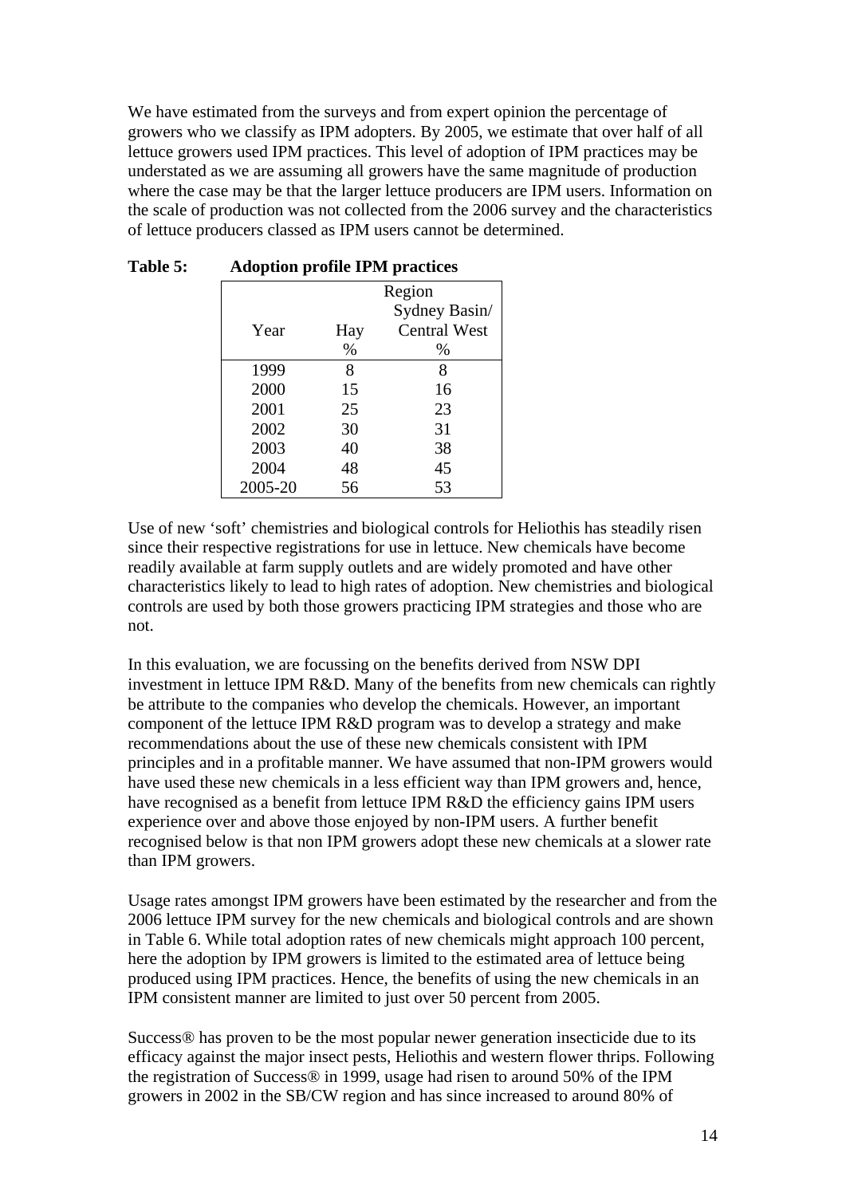We have estimated from the surveys and from expert opinion the percentage of growers who we classify as IPM adopters. By 2005, we estimate that over half of all lettuce growers used IPM practices. This level of adoption of IPM practices may be understated as we are assuming all growers have the same magnitude of production where the case may be that the larger lettuce producers are IPM users. Information on the scale of production was not collected from the 2006 survey and the characteristics of lettuce producers classed as IPM users cannot be determined.

**Table 5: Adoption profile IPM practices**

| | Region | |
|---|---|---|
| Year | Hay | Sydney Basin/ Central West |
| | % | % |
| 1999 | 8 | 8 |
| 2000 | 15 | 16 |
| 2001 | 25 | 23 |
| 2002 | 30 | 31 |
| 2003 | 40 | 38 |
| 2004 | 48 | 45 |
| 2005-20 | 56 | 53 |

Use of new 'soft' chemistries and biological controls for Heliothis has steadily risen since their respective registrations for use in lettuce. New chemicals have become readily available at farm supply outlets and are widely promoted and have other characteristics likely to lead to high rates of adoption. New chemistries and biological controls are used by both those growers practicing IPM strategies and those who are not.

In this evaluation, we are focussing on the benefits derived from NSW DPI investment in lettuce IPM R&D. Many of the benefits from new chemicals can rightly be attribute to the companies who develop the chemicals. However, an important component of the lettuce IPM R&D program was to develop a strategy and make recommendations about the use of these new chemicals consistent with IPM principles and in a profitable manner. We have assumed that non-IPM growers would have used these new chemicals in a less efficient way than IPM growers and, hence, have recognised as a benefit from lettuce IPM R&D the efficiency gains IPM users experience over and above those enjoyed by non-IPM users. A further benefit recognised below is that non IPM growers adopt these new chemicals at a slower rate than IPM growers.

Usage rates amongst IPM growers have been estimated by the researcher and from the 2006 lettuce IPM survey for the new chemicals and biological controls and are shown in Table 6. While total adoption rates of new chemicals might approach 100 percent, here the adoption by IPM growers is limited to the estimated area of lettuce being produced using IPM practices. Hence, the benefits of using the new chemicals in an IPM consistent manner are limited to just over 50 percent from 2005.

Success® has proven to be the most popular newer generation insecticide due to its efficacy against the major insect pests, Heliothis and western flower thrips. Following the registration of Success® in 1999, usage had risen to around 50% of the IPM growers in 2002 in the SB/CW region and has since increased to around 80% of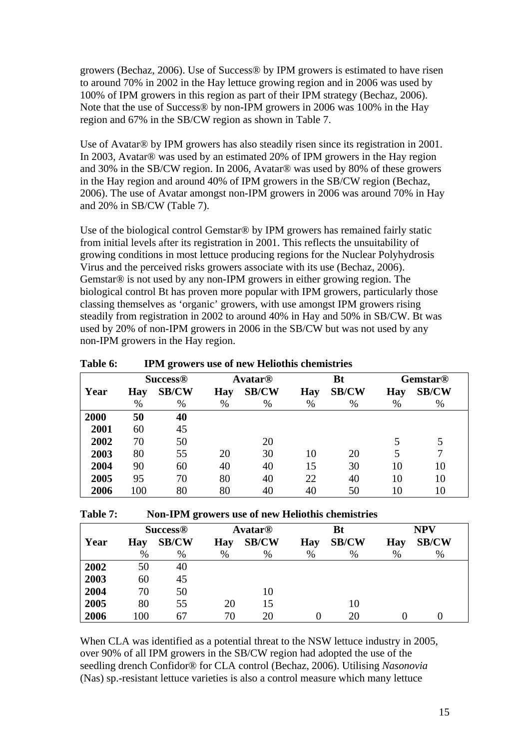growers (Bechaz, 2006). Use of Success® by IPM growers is estimated to have risen to around 70% in 2002 in the Hay lettuce growing region and in 2006 was used by 100% of IPM growers in this region as part of their IPM strategy (Bechaz, 2006). Note that the use of Success® by non-IPM growers in 2006 was 100% in the Hay region and 67% in the SB/CW region as shown in Table 7.

Use of Avatar® by IPM growers has also steadily risen since its registration in 2001. In 2003, Avatar® was used by an estimated 20% of IPM growers in the Hay region and 30% in the SB/CW region. In 2006, Avatar® was used by 80% of these growers in the Hay region and around 40% of IPM growers in the SB/CW region (Bechaz, 2006). The use of Avatar amongst non-IPM growers in 2006 was around 70% in Hay and 20% in SB/CW (Table 7).

Use of the biological control Gemstar® by IPM growers has remained fairly static from initial levels after its registration in 2001. This reflects the unsuitability of growing conditions in most lettuce producing regions for the Nuclear Polyhydrosis Virus and the perceived risks growers associate with its use (Bechaz, 2006). Gemstar® is not used by any non-IPM growers in either growing region. The biological control Bt has proven more popular with IPM growers, particularly those classing themselves as 'organic' growers, with use amongst IPM growers rising steadily from registration in 2002 to around 40% in Hay and 50% in SB/CW. Bt was used by 20% of non-IPM growers in 2006 in the SB/CW but was not used by any non-IPM growers in the Hay region.

**Table 6: IPM growers use of new Heliothis chemistries**

| | **Success®** | | **Avatar®** | | **Bt** | | **Gemstar®** | |
|---|---|---|---|---|---|---|---|---|
| **Year** | **Hay** | **SB/CW** | **Hay** | **SB/CW** | **Hay** | **SB/CW** | **Hay** | **SB/CW** |
| | % | % | % | % | % | % | % | % |
| **2000** | **50** | **40** | | | | | | |
| **2001** | 60 | 45 | | | | | | |
| **2002** | 70 | 50 | | 20 | | | 5 | 5 |
| **2003** | 80 | 55 | 20 | 30 | 10 | 20 | 5 | 7 |
| **2004** | 90 | 60 | 40 | 40 | 15 | 30 | 10 | 10 |
| **2005** | 95 | 70 | 80 | 40 | 22 | 40 | 10 | 10 |
| **2006** | 100 | 80 | 80 | 40 | 40 | 50 | 10 | 10 |

**Table 7: Non-IPM growers use of new Heliothis chemistries**

| | **Success®** | | **Avatar®** | | **Bt** | | **NPV** | |
|---|---|---|---|---|---|---|---|---|
| **Year** | **Hay** | **SB/CW** | **Hay** | **SB/CW** | **Hay** | **SB/CW** | **Hay** | **SB/CW** |
| | % | % | % | % | % | % | % | % |
| **2002** | 50 | 40 | | | | | | |
| **2003** | 60 | 45 | | | | | | |
| **2004** | 70 | 50 | | 10 | | | | |
| **2005** | 80 | 55 | 20 | 15 | | 10 | | |
| **2006** | 100 | 67 | 70 | 20 | 0 | 20 | 0 | 0 |

When CLA was identified as a potential threat to the NSW lettuce industry in 2005, over 90% of all IPM growers in the SB/CW region had adopted the use of the seedling drench Confidor® for CLA control (Bechaz, 2006). Utilising *Nasonovia* (Nas) sp.-resistant lettuce varieties is also a control measure which many lettuce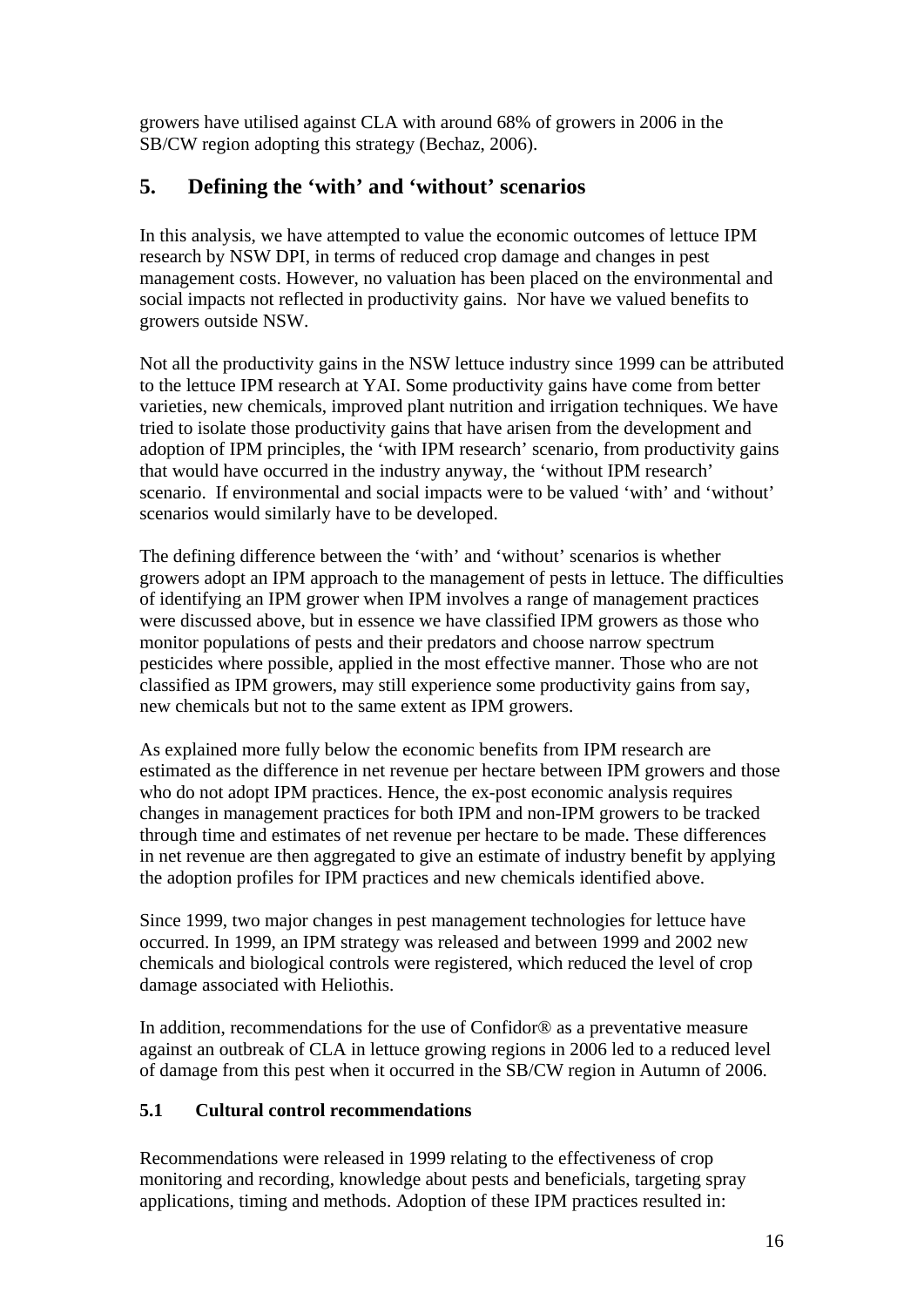growers have utilised against CLA with around 68% of growers in 2006 in the SB/CW region adopting this strategy (Bechaz, 2006).

## 5. Defining the 'with' and 'without' scenarios

In this analysis, we have attempted to value the economic outcomes of lettuce IPM research by NSW DPI, in terms of reduced crop damage and changes in pest management costs. However, no valuation has been placed on the environmental and social impacts not reflected in productivity gains. Nor have we valued benefits to growers outside NSW.

Not all the productivity gains in the NSW lettuce industry since 1999 can be attributed to the lettuce IPM research at YAI. Some productivity gains have come from better varieties, new chemicals, improved plant nutrition and irrigation techniques. We have tried to isolate those productivity gains that have arisen from the development and adoption of IPM principles, the 'with IPM research' scenario, from productivity gains that would have occurred in the industry anyway, the 'without IPM research' scenario. If environmental and social impacts were to be valued 'with' and 'without' scenarios would similarly have to be developed.

The defining difference between the 'with' and 'without' scenarios is whether growers adopt an IPM approach to the management of pests in lettuce. The difficulties of identifying an IPM grower when IPM involves a range of management practices were discussed above, but in essence we have classified IPM growers as those who monitor populations of pests and their predators and choose narrow spectrum pesticides where possible, applied in the most effective manner. Those who are not classified as IPM growers, may still experience some productivity gains from say, new chemicals but not to the same extent as IPM growers.

As explained more fully below the economic benefits from IPM research are estimated as the difference in net revenue per hectare between IPM growers and those who do not adopt IPM practices. Hence, the ex-post economic analysis requires changes in management practices for both IPM and non-IPM growers to be tracked through time and estimates of net revenue per hectare to be made. These differences in net revenue are then aggregated to give an estimate of industry benefit by applying the adoption profiles for IPM practices and new chemicals identified above.

Since 1999, two major changes in pest management technologies for lettuce have occurred. In 1999, an IPM strategy was released and between 1999 and 2002 new chemicals and biological controls were registered, which reduced the level of crop damage associated with Heliothis.

In addition, recommendations for the use of Confidor® as a preventative measure against an outbreak of CLA in lettuce growing regions in 2006 led to a reduced level of damage from this pest when it occurred in the SB/CW region in Autumn of 2006.

### 5.1 Cultural control recommendations

Recommendations were released in 1999 relating to the effectiveness of crop monitoring and recording, knowledge about pests and beneficials, targeting spray applications, timing and methods. Adoption of these IPM practices resulted in: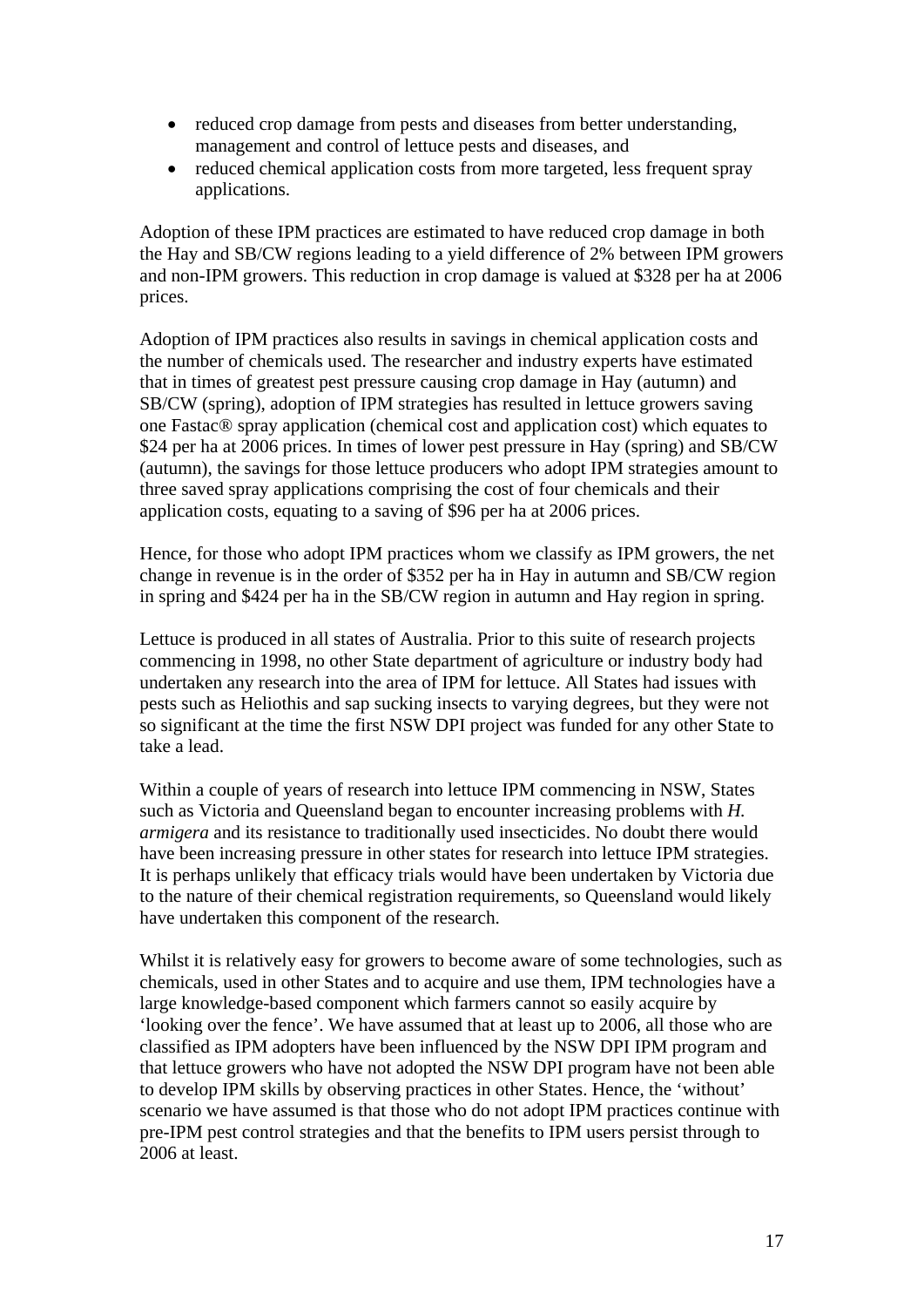- reduced crop damage from pests and diseases from better understanding, management and control of lettuce pests and diseases, and
- reduced chemical application costs from more targeted, less frequent spray applications.

Adoption of these IPM practices are estimated to have reduced crop damage in both the Hay and SB/CW regions leading to a yield difference of 2% between IPM growers and non-IPM growers. This reduction in crop damage is valued at $328 per ha at 2006 prices.

Adoption of IPM practices also results in savings in chemical application costs and the number of chemicals used. The researcher and industry experts have estimated that in times of greatest pest pressure causing crop damage in Hay (autumn) and SB/CW (spring), adoption of IPM strategies has resulted in lettuce growers saving one Fastac® spray application (chemical cost and application cost) which equates to $24 per ha at 2006 prices. In times of lower pest pressure in Hay (spring) and SB/CW (autumn), the savings for those lettuce producers who adopt IPM strategies amount to three saved spray applications comprising the cost of four chemicals and their application costs, equating to a saving of $96 per ha at 2006 prices.

Hence, for those who adopt IPM practices whom we classify as IPM growers, the net change in revenue is in the order of $352 per ha in Hay in autumn and SB/CW region in spring and $424 per ha in the SB/CW region in autumn and Hay region in spring.

Lettuce is produced in all states of Australia. Prior to this suite of research projects commencing in 1998, no other State department of agriculture or industry body had undertaken any research into the area of IPM for lettuce. All States had issues with pests such as Heliothis and sap sucking insects to varying degrees, but they were not so significant at the time the first NSW DPI project was funded for any other State to take a lead.

Within a couple of years of research into lettuce IPM commencing in NSW, States such as Victoria and Queensland began to encounter increasing problems with *H. armigera* and its resistance to traditionally used insecticides. No doubt there would have been increasing pressure in other states for research into lettuce IPM strategies. It is perhaps unlikely that efficacy trials would have been undertaken by Victoria due to the nature of their chemical registration requirements, so Queensland would likely have undertaken this component of the research.

Whilst it is relatively easy for growers to become aware of some technologies, such as chemicals, used in other States and to acquire and use them, IPM technologies have a large knowledge-based component which farmers cannot so easily acquire by 'looking over the fence'. We have assumed that at least up to 2006, all those who are classified as IPM adopters have been influenced by the NSW DPI IPM program and that lettuce growers who have not adopted the NSW DPI program have not been able to develop IPM skills by observing practices in other States. Hence, the 'without' scenario we have assumed is that those who do not adopt IPM practices continue with pre-IPM pest control strategies and that the benefits to IPM users persist through to 2006 at least.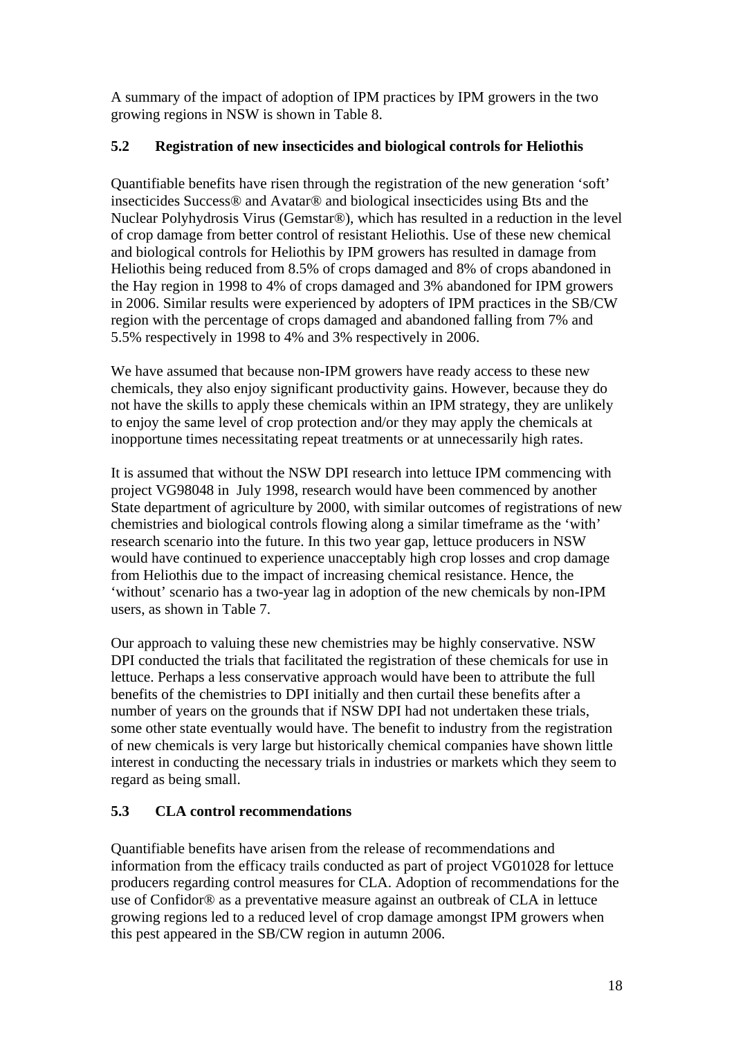A summary of the impact of adoption of IPM practices by IPM growers in the two growing regions in NSW is shown in Table 8.

### 5.2 Registration of new insecticides and biological controls for Heliothis

Quantifiable benefits have risen through the registration of the new generation 'soft' insecticides Success® and Avatar® and biological insecticides using Bts and the Nuclear Polyhydrosis Virus (Gemstar®), which has resulted in a reduction in the level of crop damage from better control of resistant Heliothis. Use of these new chemical and biological controls for Heliothis by IPM growers has resulted in damage from Heliothis being reduced from 8.5% of crops damaged and 8% of crops abandoned in the Hay region in 1998 to 4% of crops damaged and 3% abandoned for IPM growers in 2006. Similar results were experienced by adopters of IPM practices in the SB/CW region with the percentage of crops damaged and abandoned falling from 7% and 5.5% respectively in 1998 to 4% and 3% respectively in 2006.

We have assumed that because non-IPM growers have ready access to these new chemicals, they also enjoy significant productivity gains. However, because they do not have the skills to apply these chemicals within an IPM strategy, they are unlikely to enjoy the same level of crop protection and/or they may apply the chemicals at inopportune times necessitating repeat treatments or at unnecessarily high rates.

It is assumed that without the NSW DPI research into lettuce IPM commencing with project VG98048 in July 1998, research would have been commenced by another State department of agriculture by 2000, with similar outcomes of registrations of new chemistries and biological controls flowing along a similar timeframe as the 'with' research scenario into the future. In this two year gap, lettuce producers in NSW would have continued to experience unacceptably high crop losses and crop damage from Heliothis due to the impact of increasing chemical resistance. Hence, the 'without' scenario has a two-year lag in adoption of the new chemicals by non-IPM users, as shown in Table 7.

Our approach to valuing these new chemistries may be highly conservative. NSW DPI conducted the trials that facilitated the registration of these chemicals for use in lettuce. Perhaps a less conservative approach would have been to attribute the full benefits of the chemistries to DPI initially and then curtail these benefits after a number of years on the grounds that if NSW DPI had not undertaken these trials, some other state eventually would have. The benefit to industry from the registration of new chemicals is very large but historically chemical companies have shown little interest in conducting the necessary trials in industries or markets which they seem to regard as being small.

### 5.3 CLA control recommendations

Quantifiable benefits have arisen from the release of recommendations and information from the efficacy trails conducted as part of project VG01028 for lettuce producers regarding control measures for CLA. Adoption of recommendations for the use of Confidor® as a preventative measure against an outbreak of CLA in lettuce growing regions led to a reduced level of crop damage amongst IPM growers when this pest appeared in the SB/CW region in autumn 2006.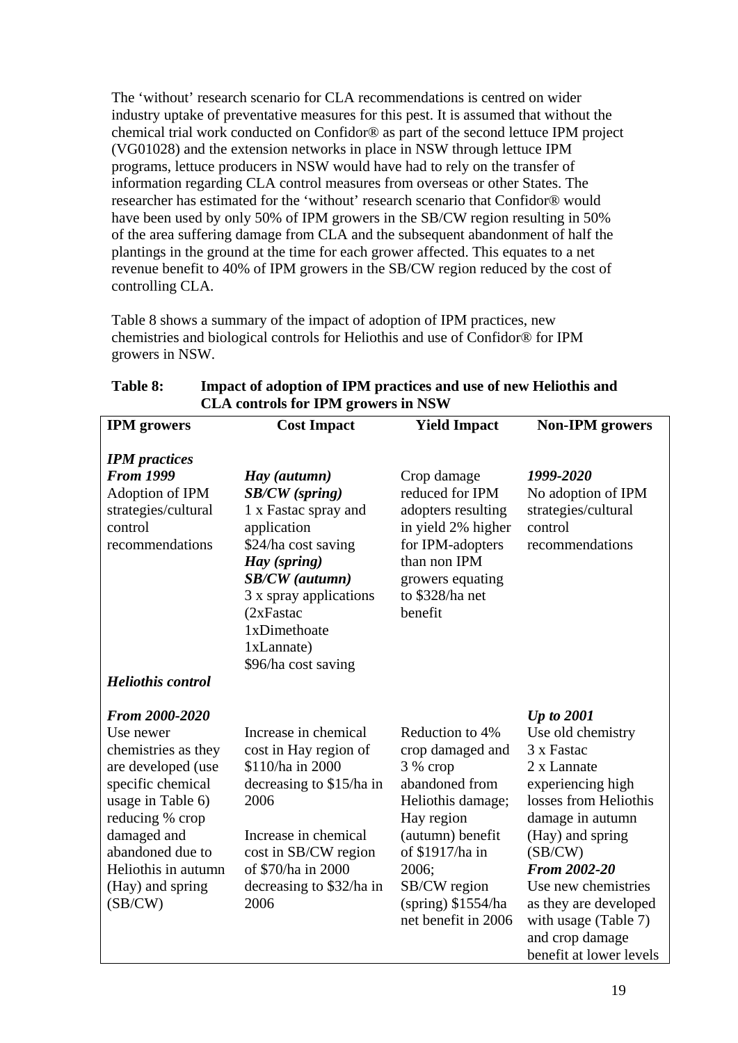The 'without' research scenario for CLA recommendations is centred on wider industry uptake of preventative measures for this pest. It is assumed that without the chemical trial work conducted on Confidor® as part of the second lettuce IPM project (VG01028) and the extension networks in place in NSW through lettuce IPM programs, lettuce producers in NSW would have had to rely on the transfer of information regarding CLA control measures from overseas or other States. The researcher has estimated for the 'without' research scenario that Confidor® would have been used by only 50% of IPM growers in the SB/CW region resulting in 50% of the area suffering damage from CLA and the subsequent abandonment of half the plantings in the ground at the time for each grower affected. This equates to a net revenue benefit to 40% of IPM growers in the SB/CW region reduced by the cost of controlling CLA.

Table 8 shows a summary of the impact of adoption of IPM practices, new chemistries and biological controls for Heliothis and use of Confidor® for IPM growers in NSW.

**Table 8: Impact of adoption of IPM practices and use of new Heliothis and CLA controls for IPM growers in NSW**

| IPM growers | Cost Impact | Yield Impact | Non-IPM growers |
|---|---|---|---|
| ***IPM practices*** <br> ***From 1999*** <br> Adoption of IPM strategies/cultural control recommendations | ***Hay (autumn)*** <br> ***SB/CW (spring)*** <br> 1 x Fastac spray and application <br> $24/ha cost saving <br> ***Hay (spring)*** <br> ***SB/CW (autumn)*** <br> 3 x spray applications (2xFastac 1xDimethoate 1xLannate) <br> $96/ha cost saving | Crop damage reduced for IPM adopters resulting in yield 2% higher for IPM-adopters than non IPM growers equating to $328/ha net benefit | ***1999-2020*** <br> No adoption of IPM strategies/cultural control recommendations |
| ***Heliothis control*** <br> ***From 2000-2020*** <br> Use newer chemistries as they are developed (use specific chemical usage in Table 6) reducing % crop damaged and abandoned due to Heliothis in autumn (Hay) and spring (SB/CW) | Increase in chemical cost in Hay region of $110/ha in 2000 decreasing to $15/ha in 2006 <br> <br> Increase in chemical cost in SB/CW region of $70/ha in 2000 decreasing to $32/ha in 2006 | Reduction to 4% crop damaged and 3 % crop abandoned from Heliothis damage; Hay region (autumn) benefit of $1917/ha in 2006; SB/CW region (spring) $1554/ha net benefit in 2006 | ***Up to 2001*** <br> Use old chemistry <br> 3 x Fastac <br> 2 x Lannate <br> experiencing high losses from Heliothis damage in autumn (Hay) and spring (SB/CW) <br> ***From 2002-20*** <br> Use new chemistries as they are developed with usage (Table 7) and crop damage benefit at lower levels |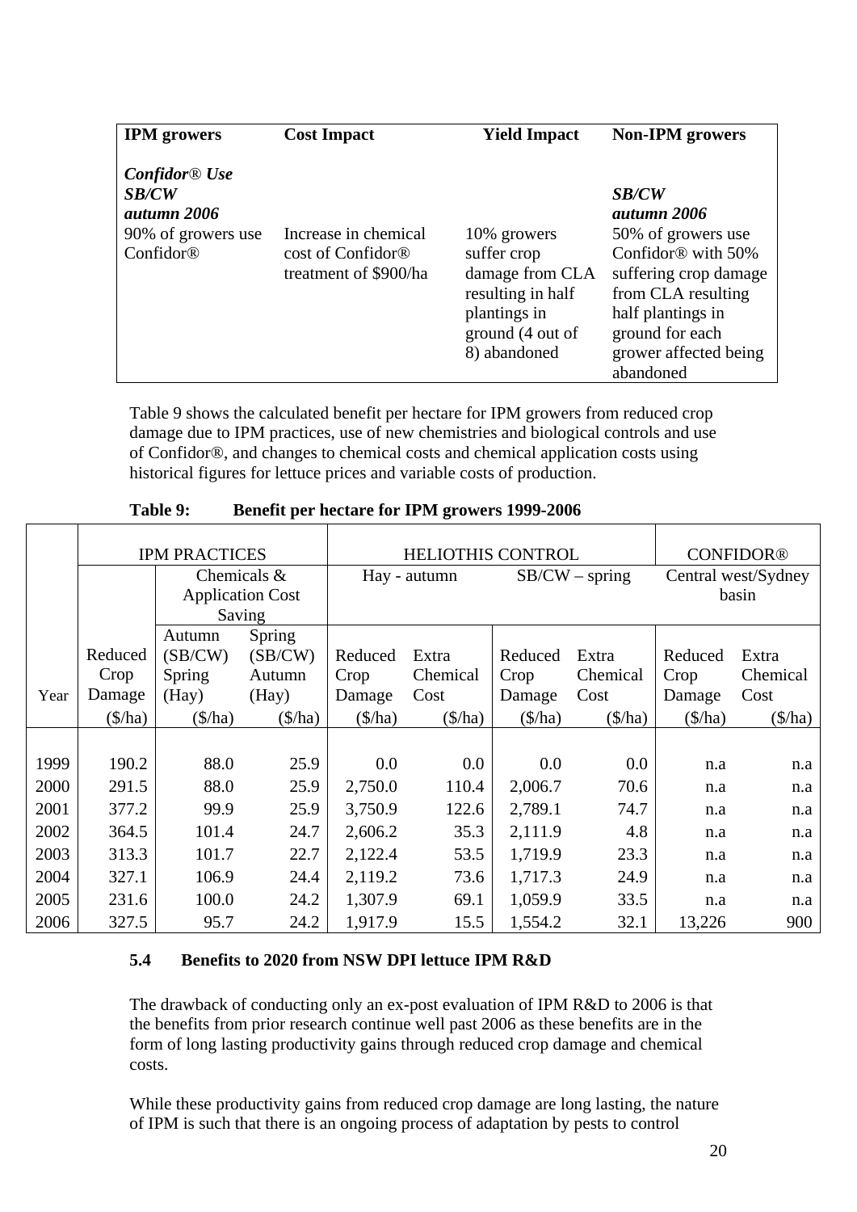| IPM growers | Cost Impact | Yield Impact | Non-IPM growers |
|---|---|---|---|
| ***Confidor® Use*** <br> ***SB/CW*** <br> ***autumn 2006*** | | | <br> ***SB/CW*** <br> ***autumn 2006*** |
| 90% of growers use Confidor® | Increase in chemical cost of Confidor® treatment of $900/ha | 10% growers suffer crop damage from CLA resulting in half plantings in ground (4 out of 8) abandoned | 50% of growers use Confidor® with 50% suffering crop damage from CLA resulting half plantings in ground for each grower affected being abandoned |

Table 9 shows the calculated benefit per hectare for IPM growers from reduced crop damage due to IPM practices, use of new chemistries and biological controls and use of Confidor®, and changes to chemical costs and chemical application costs using historical figures for lettuce prices and variable costs of production.

**Table 9: Benefit per hectare for IPM growers 1999-2006**

| | IPM PRACTICES | | | HELIOTHIS CONTROL | | | | CONFIDOR® | |
|---|---|---|---|---|---|---|---|---|---|
| | | Chemicals & Application Cost Saving | | Hay - autumn | | SB/CW – spring | | Central west/Sydney basin | |
| Year | Reduced Crop Damage ($/ha) | Autumn (SB/CW) Spring (Hay) ($/ha) | Spring (SB/CW) Autumn (Hay) ($/ha) | Reduced Crop Damage ($/ha) | Extra Chemical Cost ($/ha) | Reduced Crop Damage ($/ha) | Extra Chemical Cost ($/ha) | Reduced Crop Damage ($/ha) | Extra Chemical Cost ($/ha) |
| 1999 | 190.2 | 88.0 | 25.9 | 0.0 | 0.0 | 0.0 | 0.0 | n.a | n.a |
| 2000 | 291.5 | 88.0 | 25.9 | 2,750.0 | 110.4 | 2,006.7 | 70.6 | n.a | n.a |
| 2001 | 377.2 | 99.9 | 25.9 | 3,750.9 | 122.6 | 2,789.1 | 74.7 | n.a | n.a |
| 2002 | 364.5 | 101.4 | 24.7 | 2,606.2 | 35.3 | 2,111.9 | 4.8 | n.a | n.a |
| 2003 | 313.3 | 101.7 | 22.7 | 2,122.4 | 53.5 | 1,719.9 | 23.3 | n.a | n.a |
| 2004 | 327.1 | 106.9 | 24.4 | 2,119.2 | 73.6 | 1,717.3 | 24.9 | n.a | n.a |
| 2005 | 231.6 | 100.0 | 24.2 | 1,307.9 | 69.1 | 1,059.9 | 33.5 | n.a | n.a |
| 2006 | 327.5 | 95.7 | 24.2 | 1,917.9 | 15.5 | 1,554.2 | 32.1 | 13,226 | 900 |

### 5.4 Benefits to 2020 from NSW DPI lettuce IPM R&D

The drawback of conducting only an ex-post evaluation of IPM R&D to 2006 is that the benefits from prior research continue well past 2006 as these benefits are in the form of long lasting productivity gains through reduced crop damage and chemical costs.

While these productivity gains from reduced crop damage are long lasting, the nature of IPM is such that there is an ongoing process of adaptation by pests to control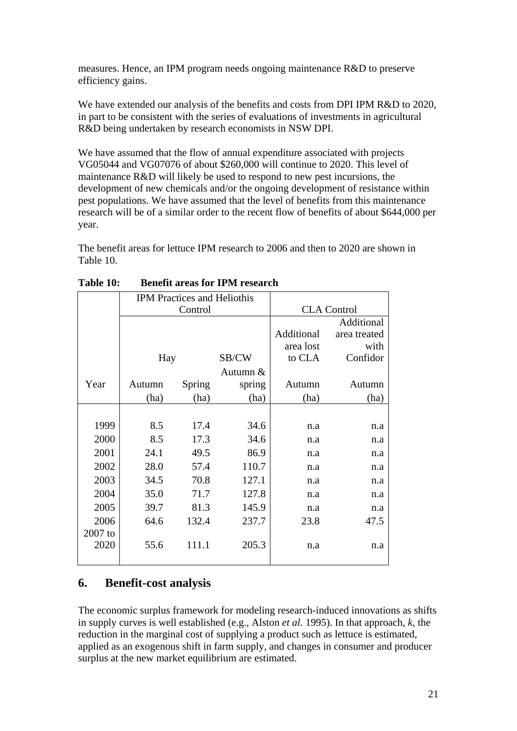measures. Hence, an IPM program needs ongoing maintenance R&D to preserve efficiency gains.

We have extended our analysis of the benefits and costs from DPI IPM R&D to 2020, in part to be consistent with the series of evaluations of investments in agricultural R&D being undertaken by research economists in NSW DPI.

We have assumed that the flow of annual expenditure associated with projects VG05044 and VG07076 of about $260,000 will continue to 2020. This level of maintenance R&D will likely be used to respond to new pest incursions, the development of new chemicals and/or the ongoing development of resistance within pest populations. We have assumed that the level of benefits from this maintenance research will be of a similar order to the recent flow of benefits of about $644,000 per year.

The benefit areas for lettuce IPM research to 2006 and then to 2020 are shown in Table 10.

**Table 10: Benefit areas for IPM research**

| | IPM Practices and Heliothis Control | | | CLA Control | |
|---|---|---|---|---|---|
| | Hay | | SB/CW | Additional area lost to CLA | Additional area treated with Confidor |
| Year | Autumn (ha) | Spring (ha) | Autumn & spring (ha) | Autumn (ha) | Autumn (ha) |
| 1999 | 8.5 | 17.4 | 34.6 | n.a | n.a |
| 2000 | 8.5 | 17.3 | 34.6 | n.a | n.a |
| 2001 | 24.1 | 49.5 | 86.9 | n.a | n.a |
| 2002 | 28.0 | 57.4 | 110.7 | n.a | n.a |
| 2003 | 34.5 | 70.8 | 127.1 | n.a | n.a |
| 2004 | 35.0 | 71.7 | 127.8 | n.a | n.a |
| 2005 | 39.7 | 81.3 | 145.9 | n.a | n.a |
| 2006 | 64.6 | 132.4 | 237.7 | 23.8 | 47.5 |
| 2007 to 2020 | 55.6 | 111.1 | 205.3 | n.a | n.a |

## 6. Benefit-cost analysis

The economic surplus framework for modeling research-induced innovations as shifts in supply curves is well established (e.g., Alston *et al.* 1995). In that approach, $k$, the reduction in the marginal cost of supplying a product such as lettuce is estimated, applied as an exogenous shift in farm supply, and changes in consumer and producer surplus at the new market equilibrium are estimated.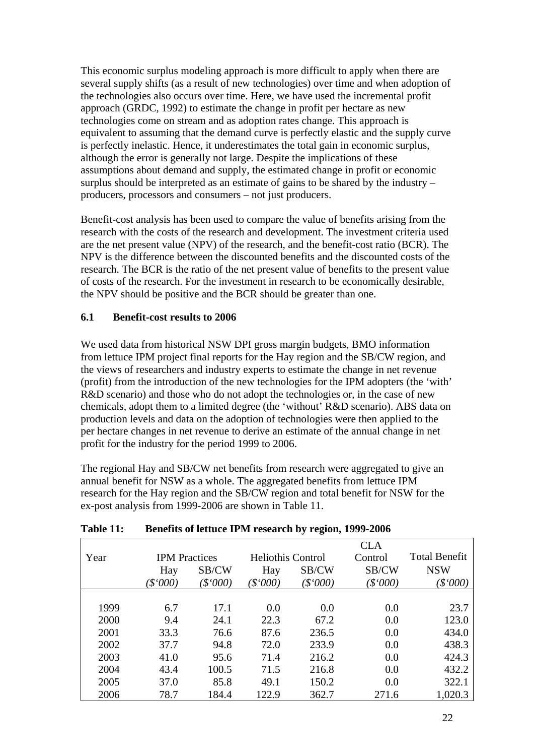This economic surplus modeling approach is more difficult to apply when there are several supply shifts (as a result of new technologies) over time and when adoption of the technologies also occurs over time. Here, we have used the incremental profit approach (GRDC, 1992) to estimate the change in profit per hectare as new technologies come on stream and as adoption rates change. This approach is equivalent to assuming that the demand curve is perfectly elastic and the supply curve is perfectly inelastic. Hence, it underestimates the total gain in economic surplus, although the error is generally not large. Despite the implications of these assumptions about demand and supply, the estimated change in profit or economic surplus should be interpreted as an estimate of gains to be shared by the industry – producers, processors and consumers – not just producers.

Benefit-cost analysis has been used to compare the value of benefits arising from the research with the costs of the research and development. The investment criteria used are the net present value (NPV) of the research, and the benefit-cost ratio (BCR). The NPV is the difference between the discounted benefits and the discounted costs of the research. The BCR is the ratio of the net present value of benefits to the present value of costs of the research. For the investment in research to be economically desirable, the NPV should be positive and the BCR should be greater than one.

### 6.1 Benefit-cost results to 2006

We used data from historical NSW DPI gross margin budgets, BMO information from lettuce IPM project final reports for the Hay region and the SB/CW region, and the views of researchers and industry experts to estimate the change in net revenue (profit) from the introduction of the new technologies for the IPM adopters (the 'with' R&D scenario) and those who do not adopt the technologies or, in the case of new chemicals, adopt them to a limited degree (the 'without' R&D scenario). ABS data on production levels and data on the adoption of technologies were then applied to the per hectare changes in net revenue to derive an estimate of the annual change in net profit for the industry for the period 1999 to 2006.

The regional Hay and SB/CW net benefits from research were aggregated to give an annual benefit for NSW as a whole. The aggregated benefits from lettuce IPM research for the Hay region and the SB/CW region and total benefit for NSW for the ex-post analysis from 1999-2006 are shown in Table 11.

**Table 11: Benefits of lettuce IPM research by region, 1999-2006**

| Year | IPM Practices | | Heliothis Control | | CLA Control | Total Benefit |
|---|---|---|---|---|---|---|
| | Hay | SB/CW | Hay | SB/CW | SB/CW | NSW |
| | *($'000)* | *($'000)* | *($'000)* | *($'000)* | *($'000)* | *($'000)* |
| 1999 | 6.7 | 17.1 | 0.0 | 0.0 | 0.0 | 23.7 |
| 2000 | 9.4 | 24.1 | 22.3 | 67.2 | 0.0 | 123.0 |
| 2001 | 33.3 | 76.6 | 87.6 | 236.5 | 0.0 | 434.0 |
| 2002 | 37.7 | 94.8 | 72.0 | 233.9 | 0.0 | 438.3 |
| 2003 | 41.0 | 95.6 | 71.4 | 216.2 | 0.0 | 424.3 |
| 2004 | 43.4 | 100.5 | 71.5 | 216.8 | 0.0 | 432.2 |
| 2005 | 37.0 | 85.8 | 49.1 | 150.2 | 0.0 | 322.1 |
| 2006 | 78.7 | 184.4 | 122.9 | 362.7 | 271.6 | 1,020.3 |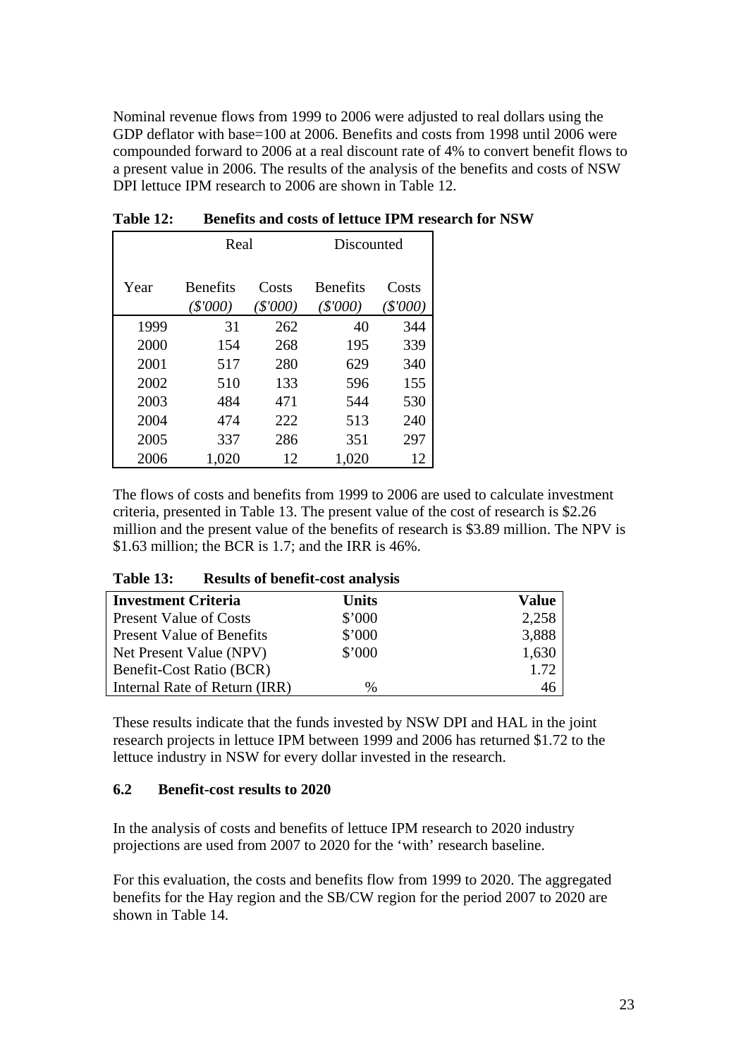Nominal revenue flows from 1999 to 2006 were adjusted to real dollars using the GDP deflator with base=100 at 2006. Benefits and costs from 1998 until 2006 were compounded forward to 2006 at a real discount rate of 4% to convert benefit flows to a present value in 2006. The results of the analysis of the benefits and costs of NSW DPI lettuce IPM research to 2006 are shown in Table 12.

**Table 12: Benefits and costs of lettuce IPM research for NSW**

| | Real | | Discounted | |
|---|---|---|---|---|
| Year | Benefits *($'000)* | Costs *($'000)* | Benefits *($'000)* | Costs *($'000)* |
| 1999 | 31 | 262 | 40 | 344 |
| 2000 | 154 | 268 | 195 | 339 |
| 2001 | 517 | 280 | 629 | 340 |
| 2002 | 510 | 133 | 596 | 155 |
| 2003 | 484 | 471 | 544 | 530 |
| 2004 | 474 | 222 | 513 | 240 |
| 2005 | 337 | 286 | 351 | 297 |
| 2006 | 1,020 | 12 | 1,020 | 12 |

The flows of costs and benefits from 1999 to 2006 are used to calculate investment criteria, presented in Table 13. The present value of the cost of research is \$2.26 million and the present value of the benefits of research is \$3.89 million. The NPV is \$1.63 million; the BCR is 1.7; and the IRR is 46%.

**Table 13: Results of benefit-cost analysis**

| Investment Criteria | Units | Value |
|---|---|---|
| Present Value of Costs | \$'000 | 2,258 |
| Present Value of Benefits | \$'000 | 3,888 |
| Net Present Value (NPV) | \$'000 | 1,630 |
| Benefit-Cost Ratio (BCR) | | 1.72 |
| Internal Rate of Return (IRR) | % | 46 |

These results indicate that the funds invested by NSW DPI and HAL in the joint research projects in lettuce IPM between 1999 and 2006 has returned \$1.72 to the lettuce industry in NSW for every dollar invested in the research.

### 6.2 Benefit-cost results to 2020

In the analysis of costs and benefits of lettuce IPM research to 2020 industry projections are used from 2007 to 2020 for the 'with' research baseline.

For this evaluation, the costs and benefits flow from 1999 to 2020. The aggregated benefits for the Hay region and the SB/CW region for the period 2007 to 2020 are shown in Table 14.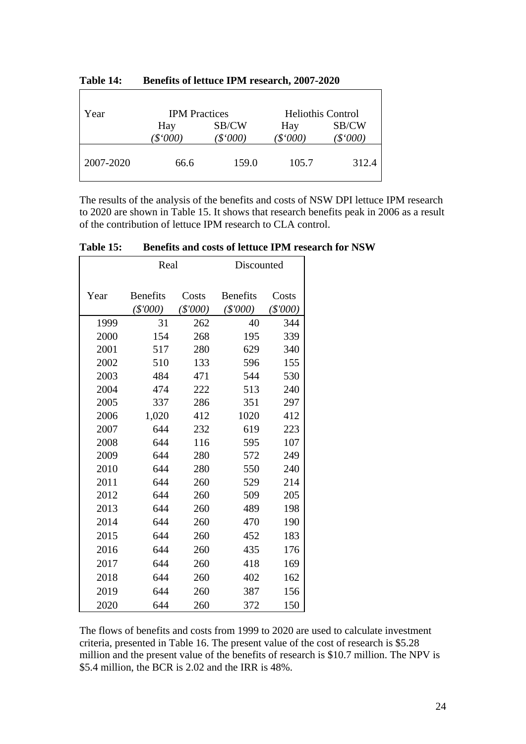**Table 14: Benefits of lettuce IPM research, 2007-2020**

| Year | IPM Practices | | Heliothis Control | |
|---|---|---|---|---|
| | Hay *($'000)* | SB/CW *($'000)* | Hay *($'000)* | SB/CW *($'000)* |
| 2007-2020 | 66.6 | 159.0 | 105.7 | 312.4 |

The results of the analysis of the benefits and costs of NSW DPI lettuce IPM research to 2020 are shown in Table 15. It shows that research benefits peak in 2006 as a result of the contribution of lettuce IPM research to CLA control.

**Table 15: Benefits and costs of lettuce IPM research for NSW**

| | Real | | Discounted | |
|---|---|---|---|---|
| Year | Benefits *($'000)* | Costs *($'000)* | Benefits *($'000)* | Costs *($'000)* |
| 1999 | 31 | 262 | 40 | 344 |
| 2000 | 154 | 268 | 195 | 339 |
| 2001 | 517 | 280 | 629 | 340 |
| 2002 | 510 | 133 | 596 | 155 |
| 2003 | 484 | 471 | 544 | 530 |
| 2004 | 474 | 222 | 513 | 240 |
| 2005 | 337 | 286 | 351 | 297 |
| 2006 | 1,020 | 412 | 1020 | 412 |
| 2007 | 644 | 232 | 619 | 223 |
| 2008 | 644 | 116 | 595 | 107 |
| 2009 | 644 | 280 | 572 | 249 |
| 2010 | 644 | 280 | 550 | 240 |
| 2011 | 644 | 260 | 529 | 214 |
| 2012 | 644 | 260 | 509 | 205 |
| 2013 | 644 | 260 | 489 | 198 |
| 2014 | 644 | 260 | 470 | 190 |
| 2015 | 644 | 260 | 452 | 183 |
| 2016 | 644 | 260 | 435 | 176 |
| 2017 | 644 | 260 | 418 | 169 |
| 2018 | 644 | 260 | 402 | 162 |
| 2019 | 644 | 260 | 387 | 156 |
| 2020 | 644 | 260 | 372 | 150 |

The flows of benefits and costs from 1999 to 2020 are used to calculate investment criteria, presented in Table 16. The present value of the cost of research is $5.28 million and the present value of the benefits of research is $10.7 million. The NPV is $5.4 million, the BCR is 2.02 and the IRR is 48%.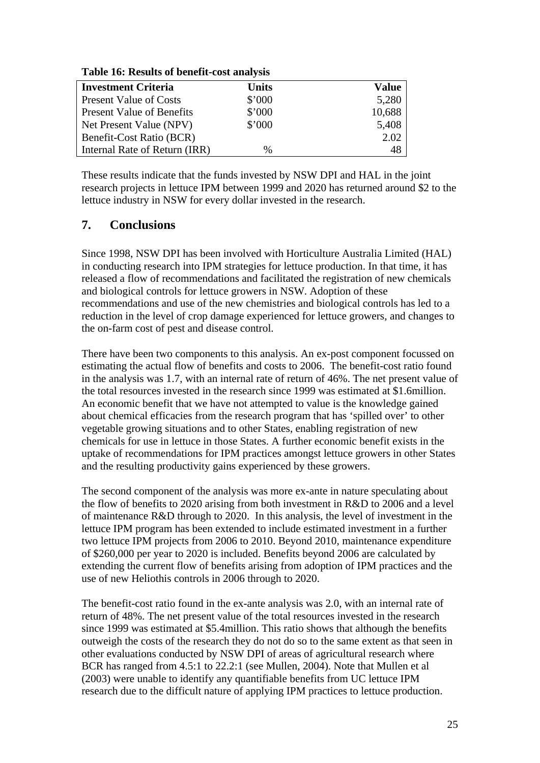**Table 16: Results of benefit-cost analysis**

| Investment Criteria | Units | Value |
|---|---|---|
| Present Value of Costs | \$'000 | 5,280 |
| Present Value of Benefits | \$'000 | 10,688 |
| Net Present Value (NPV) | \$'000 | 5,408 |
| Benefit-Cost Ratio (BCR) | | 2.02 |
| Internal Rate of Return (IRR) | % | 48 |

These results indicate that the funds invested by NSW DPI and HAL in the joint research projects in lettuce IPM between 1999 and 2020 has returned around \$2 to the lettuce industry in NSW for every dollar invested in the research.

## 7. Conclusions

Since 1998, NSW DPI has been involved with Horticulture Australia Limited (HAL) in conducting research into IPM strategies for lettuce production. In that time, it has released a flow of recommendations and facilitated the registration of new chemicals and biological controls for lettuce growers in NSW. Adoption of these recommendations and use of the new chemistries and biological controls has led to a reduction in the level of crop damage experienced for lettuce growers, and changes to the on-farm cost of pest and disease control.

There have been two components to this analysis. An ex-post component focussed on estimating the actual flow of benefits and costs to 2006. The benefit-cost ratio found in the analysis was 1.7, with an internal rate of return of 46%. The net present value of the total resources invested in the research since 1999 was estimated at \$1.6million. An economic benefit that we have not attempted to value is the knowledge gained about chemical efficacies from the research program that has 'spilled over' to other vegetable growing situations and to other States, enabling registration of new chemicals for use in lettuce in those States. A further economic benefit exists in the uptake of recommendations for IPM practices amongst lettuce growers in other States and the resulting productivity gains experienced by these growers.

The second component of the analysis was more ex-ante in nature speculating about the flow of benefits to 2020 arising from both investment in R&D to 2006 and a level of maintenance R&D through to 2020. In this analysis, the level of investment in the lettuce IPM program has been extended to include estimated investment in a further two lettuce IPM projects from 2006 to 2010. Beyond 2010, maintenance expenditure of \$260,000 per year to 2020 is included. Benefits beyond 2006 are calculated by extending the current flow of benefits arising from adoption of IPM practices and the use of new Heliothis controls in 2006 through to 2020.

The benefit-cost ratio found in the ex-ante analysis was 2.0, with an internal rate of return of 48%. The net present value of the total resources invested in the research since 1999 was estimated at \$5.4million. This ratio shows that although the benefits outweigh the costs of the research they do not do so to the same extent as that seen in other evaluations conducted by NSW DPI of areas of agricultural research where BCR has ranged from 4.5:1 to 22.2:1 (see Mullen, 2004). Note that Mullen et al (2003) were unable to identify any quantifiable benefits from UC lettuce IPM research due to the difficult nature of applying IPM practices to lettuce production.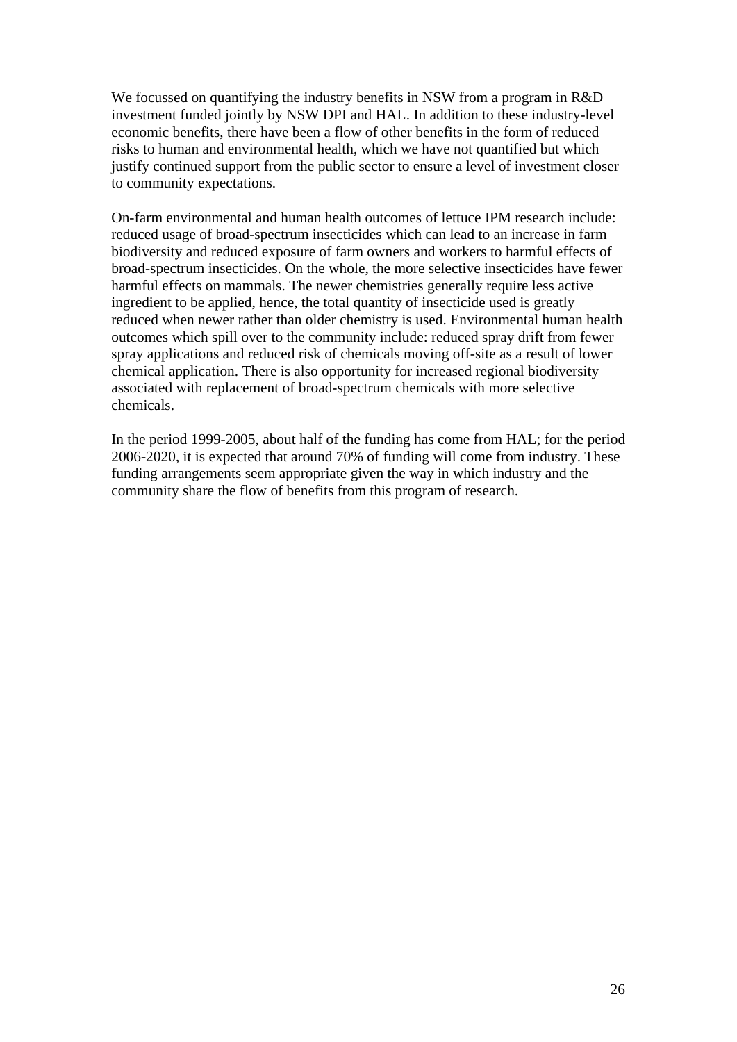We focussed on quantifying the industry benefits in NSW from a program in R&D investment funded jointly by NSW DPI and HAL. In addition to these industry-level economic benefits, there have been a flow of other benefits in the form of reduced risks to human and environmental health, which we have not quantified but which justify continued support from the public sector to ensure a level of investment closer to community expectations.

On-farm environmental and human health outcomes of lettuce IPM research include: reduced usage of broad-spectrum insecticides which can lead to an increase in farm biodiversity and reduced exposure of farm owners and workers to harmful effects of broad-spectrum insecticides. On the whole, the more selective insecticides have fewer harmful effects on mammals. The newer chemistries generally require less active ingredient to be applied, hence, the total quantity of insecticide used is greatly reduced when newer rather than older chemistry is used. Environmental human health outcomes which spill over to the community include: reduced spray drift from fewer spray applications and reduced risk of chemicals moving off-site as a result of lower chemical application. There is also opportunity for increased regional biodiversity associated with replacement of broad-spectrum chemicals with more selective chemicals.

In the period 1999-2005, about half of the funding has come from HAL; for the period 2006-2020, it is expected that around 70% of funding will come from industry. These funding arrangements seem appropriate given the way in which industry and the community share the flow of benefits from this program of research.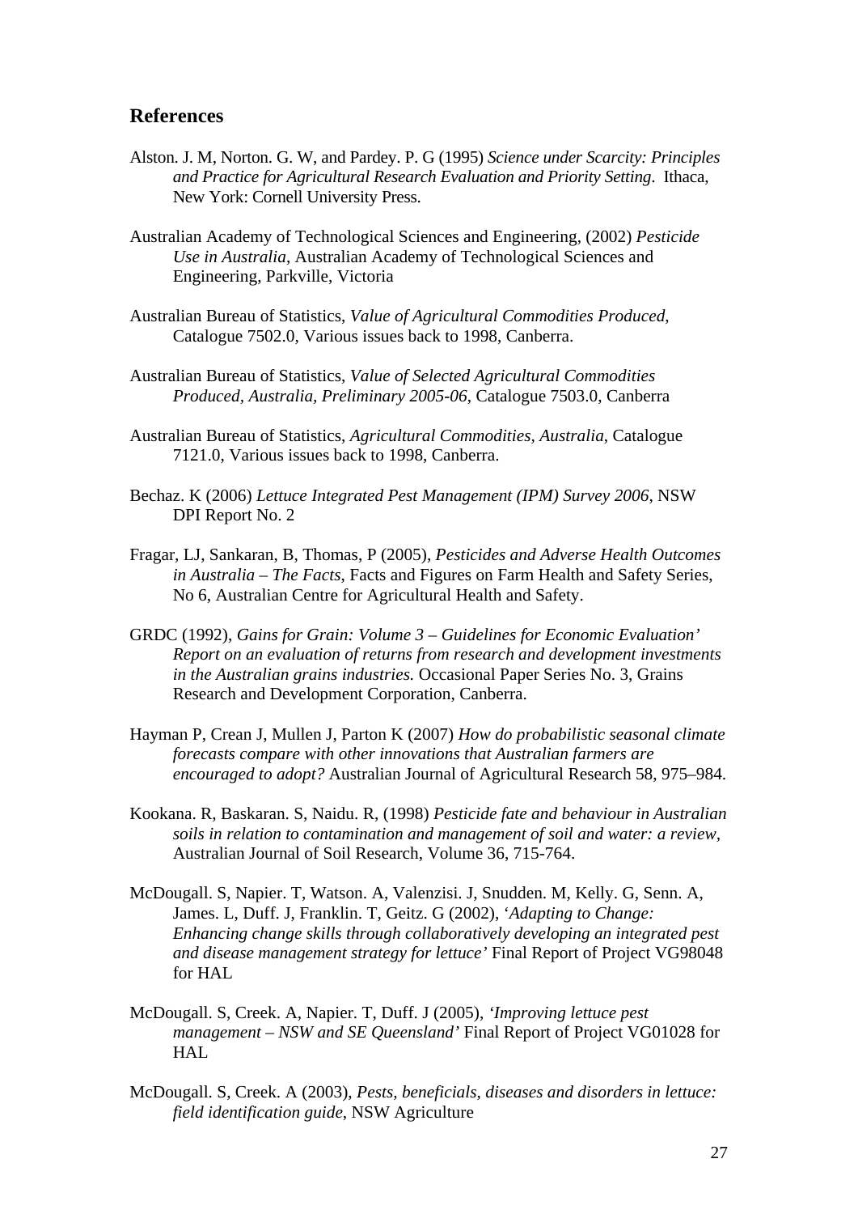## References

Alston. J. M, Norton. G. W, and Pardey. P. G (1995) *Science under Scarcity: Principles and Practice for Agricultural Research Evaluation and Priority Setting*. Ithaca, New York: Cornell University Press.

Australian Academy of Technological Sciences and Engineering, (2002) *Pesticide Use in Australia*, Australian Academy of Technological Sciences and Engineering, Parkville, Victoria

Australian Bureau of Statistics, *Value of Agricultural Commodities Produced*, Catalogue 7502.0, Various issues back to 1998, Canberra.

Australian Bureau of Statistics, *Value of Selected Agricultural Commodities Produced, Australia, Preliminary 2005-06*, Catalogue 7503.0, Canberra

Australian Bureau of Statistics, *Agricultural Commodities, Australia*, Catalogue 7121.0, Various issues back to 1998, Canberra.

Bechaz. K (2006) *Lettuce Integrated Pest Management (IPM) Survey 2006*, NSW DPI Report No. 2

Fragar, LJ, Sankaran, B, Thomas, P (2005), *Pesticides and Adverse Health Outcomes in Australia – The Facts*, Facts and Figures on Farm Health and Safety Series, No 6, Australian Centre for Agricultural Health and Safety.

GRDC (1992), *Gains for Grain: Volume 3 – Guidelines for Economic Evaluation' Report on an evaluation of returns from research and development investments in the Australian grains industries.* Occasional Paper Series No. 3, Grains Research and Development Corporation, Canberra.

Hayman P, Crean J, Mullen J, Parton K (2007) *How do probabilistic seasonal climate forecasts compare with other innovations that Australian farmers are encouraged to adopt?* Australian Journal of Agricultural Research 58, 975–984.

Kookana. R, Baskaran. S, Naidu. R, (1998) *Pesticide fate and behaviour in Australian soils in relation to contamination and management of soil and water: a review*, Australian Journal of Soil Research, Volume 36, 715-764.

McDougall. S, Napier. T, Watson. A, Valenzisi. J, Snudden. M, Kelly. G, Senn. A, James. L, Duff. J, Franklin. T, Geitz. G (2002), *'Adapting to Change: Enhancing change skills through collaboratively developing an integrated pest and disease management strategy for lettuce'* Final Report of Project VG98048 for HAL

McDougall. S, Creek. A, Napier. T, Duff. J (2005), *'Improving lettuce pest management – NSW and SE Queensland'* Final Report of Project VG01028 for HAL

McDougall. S, Creek. A (2003), *Pests, beneficials, diseases and disorders in lettuce: field identification guide*, NSW Agriculture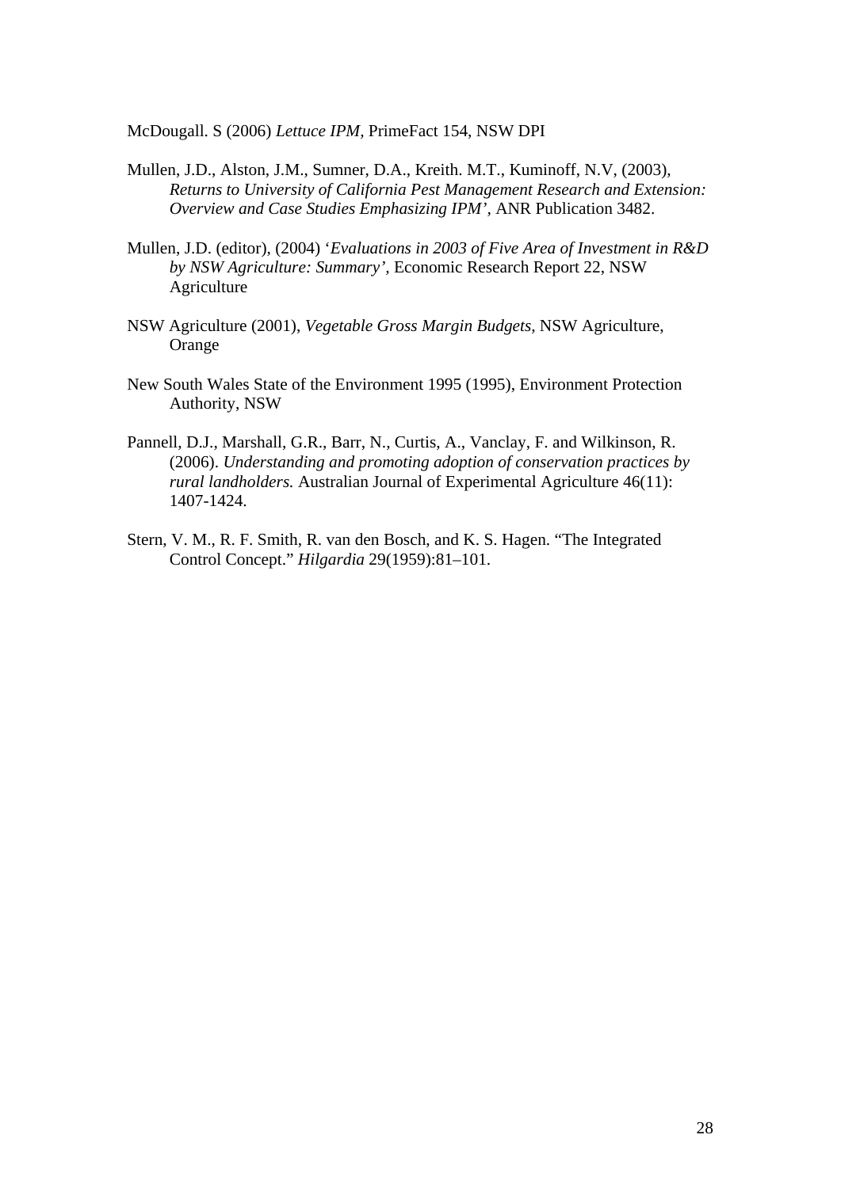McDougall. S (2006) *Lettuce IPM*, PrimeFact 154, NSW DPI

Mullen, J.D., Alston, J.M., Sumner, D.A., Kreith. M.T., Kuminoff, N.V, (2003), *Returns to University of California Pest Management Research and Extension: Overview and Case Studies Emphasizing IPM'*, ANR Publication 3482.

Mullen, J.D. (editor), (2004) '*Evaluations in 2003 of Five Area of Investment in R&D by NSW Agriculture: Summary'*, Economic Research Report 22, NSW Agriculture

NSW Agriculture (2001), *Vegetable Gross Margin Budgets*, NSW Agriculture, Orange

New South Wales State of the Environment 1995 (1995), Environment Protection Authority, NSW

Pannell, D.J., Marshall, G.R., Barr, N., Curtis, A., Vanclay, F. and Wilkinson, R. (2006). *Understanding and promoting adoption of conservation practices by rural landholders.* Australian Journal of Experimental Agriculture 46(11): 1407-1424.

Stern, V. M., R. F. Smith, R. van den Bosch, and K. S. Hagen. "The Integrated Control Concept." *Hilgardia* 29(1959):81–101.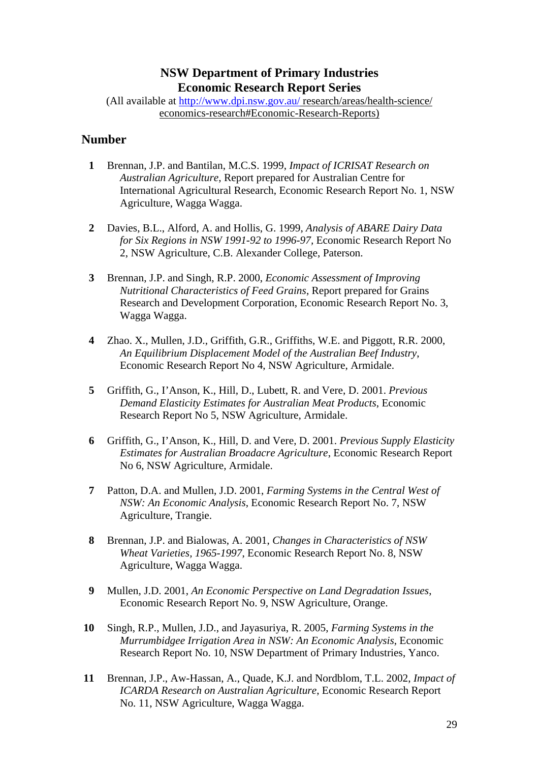# NSW Department of Primary Industries
# Economic Research Report Series

(All available at http://www.dpi.nsw.gov.au/ research/areas/health-science/ economics-research#Economic-Research-Reports)

## Number

**1** Brennan, J.P. and Bantilan, M.C.S. 1999, *Impact of ICRISAT Research on Australian Agriculture*, Report prepared for Australian Centre for International Agricultural Research, Economic Research Report No. 1, NSW Agriculture, Wagga Wagga.

**2** Davies, B.L., Alford, A. and Hollis, G. 1999, *Analysis of ABARE Dairy Data for Six Regions in NSW 1991-92 to 1996-97*, Economic Research Report No 2, NSW Agriculture, C.B. Alexander College, Paterson.

**3** Brennan, J.P. and Singh, R.P. 2000, *Economic Assessment of Improving Nutritional Characteristics of Feed Grains*, Report prepared for Grains Research and Development Corporation, Economic Research Report No. 3, Wagga Wagga.

**4** Zhao. X., Mullen, J.D., Griffith, G.R., Griffiths, W.E. and Piggott, R.R. 2000, *An Equilibrium Displacement Model of the Australian Beef Industry*, Economic Research Report No 4, NSW Agriculture, Armidale.

**5** Griffith, G., I'Anson, K., Hill, D., Lubett, R. and Vere, D. 2001. *Previous Demand Elasticity Estimates for Australian Meat Products*, Economic Research Report No 5, NSW Agriculture, Armidale.

**6** Griffith, G., I'Anson, K., Hill, D. and Vere, D. 2001. *Previous Supply Elasticity Estimates for Australian Broadacre Agriculture*, Economic Research Report No 6, NSW Agriculture, Armidale.

**7** Patton, D.A. and Mullen, J.D. 2001, *Farming Systems in the Central West of NSW: An Economic Analysis*, Economic Research Report No. 7, NSW Agriculture, Trangie.

**8** Brennan, J.P. and Bialowas, A. 2001, *Changes in Characteristics of NSW Wheat Varieties, 1965-1997*, Economic Research Report No. 8, NSW Agriculture, Wagga Wagga.

**9** Mullen, J.D. 2001, *An Economic Perspective on Land Degradation Issues*, Economic Research Report No. 9, NSW Agriculture, Orange.

**10** Singh, R.P., Mullen, J.D., and Jayasuriya, R. 2005, *Farming Systems in the Murrumbidgee Irrigation Area in NSW: An Economic Analysis*, Economic Research Report No. 10, NSW Department of Primary Industries, Yanco.

**11** Brennan, J.P., Aw-Hassan, A., Quade, K.J. and Nordblom, T.L. 2002, *Impact of ICARDA Research on Australian Agriculture*, Economic Research Report No. 11, NSW Agriculture, Wagga Wagga.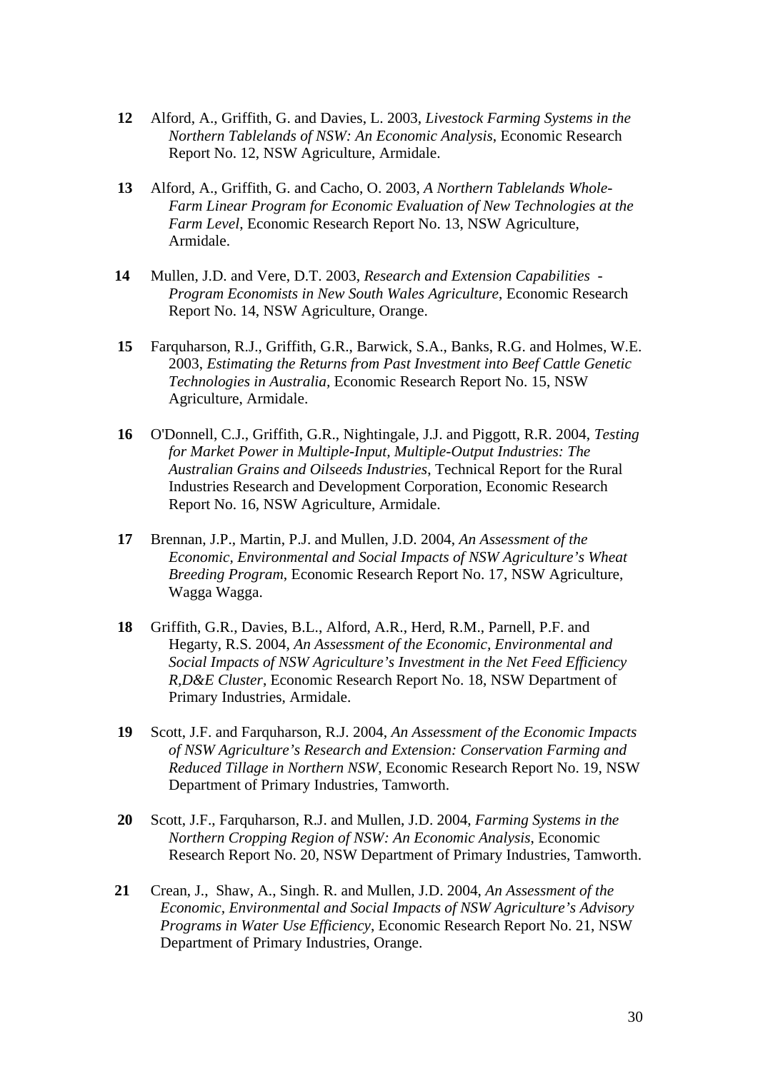**12** Alford, A., Griffith, G. and Davies, L. 2003, *Livestock Farming Systems in the Northern Tablelands of NSW: An Economic Analysis*, Economic Research Report No. 12, NSW Agriculture, Armidale.

**13** Alford, A., Griffith, G. and Cacho, O. 2003, *A Northern Tablelands Whole-Farm Linear Program for Economic Evaluation of New Technologies at the Farm Level*, Economic Research Report No. 13, NSW Agriculture, Armidale.

**14** Mullen, J.D. and Vere, D.T. 2003, *Research and Extension Capabilities - Program Economists in New South Wales Agriculture*, Economic Research Report No. 14, NSW Agriculture, Orange.

**15** Farquharson, R.J., Griffith, G.R., Barwick, S.A., Banks, R.G. and Holmes, W.E. 2003, *Estimating the Returns from Past Investment into Beef Cattle Genetic Technologies in Australia*, Economic Research Report No. 15, NSW Agriculture, Armidale.

**16** O'Donnell, C.J., Griffith, G.R., Nightingale, J.J. and Piggott, R.R. 2004, *Testing for Market Power in Multiple-Input, Multiple-Output Industries: The Australian Grains and Oilseeds Industries*, Technical Report for the Rural Industries Research and Development Corporation, Economic Research Report No. 16, NSW Agriculture, Armidale.

**17** Brennan, J.P., Martin, P.J. and Mullen, J.D. 2004, *An Assessment of the Economic, Environmental and Social Impacts of NSW Agriculture's Wheat Breeding Program*, Economic Research Report No. 17, NSW Agriculture, Wagga Wagga.

**18** Griffith, G.R., Davies, B.L., Alford, A.R., Herd, R.M., Parnell, P.F. and Hegarty, R.S. 2004, *An Assessment of the Economic, Environmental and Social Impacts of NSW Agriculture's Investment in the Net Feed Efficiency R,D&E Cluster*, Economic Research Report No. 18, NSW Department of Primary Industries, Armidale.

**19** Scott, J.F. and Farquharson, R.J. 2004, *An Assessment of the Economic Impacts of NSW Agriculture's Research and Extension: Conservation Farming and Reduced Tillage in Northern NSW*, Economic Research Report No. 19, NSW Department of Primary Industries, Tamworth.

**20** Scott, J.F., Farquharson, R.J. and Mullen, J.D. 2004, *Farming Systems in the Northern Cropping Region of NSW: An Economic Analysis*, Economic Research Report No. 20, NSW Department of Primary Industries, Tamworth.

**21** Crean, J., Shaw, A., Singh. R. and Mullen, J.D. 2004, *An Assessment of the Economic, Environmental and Social Impacts of NSW Agriculture's Advisory Programs in Water Use Efficiency*, Economic Research Report No. 21, NSW Department of Primary Industries, Orange.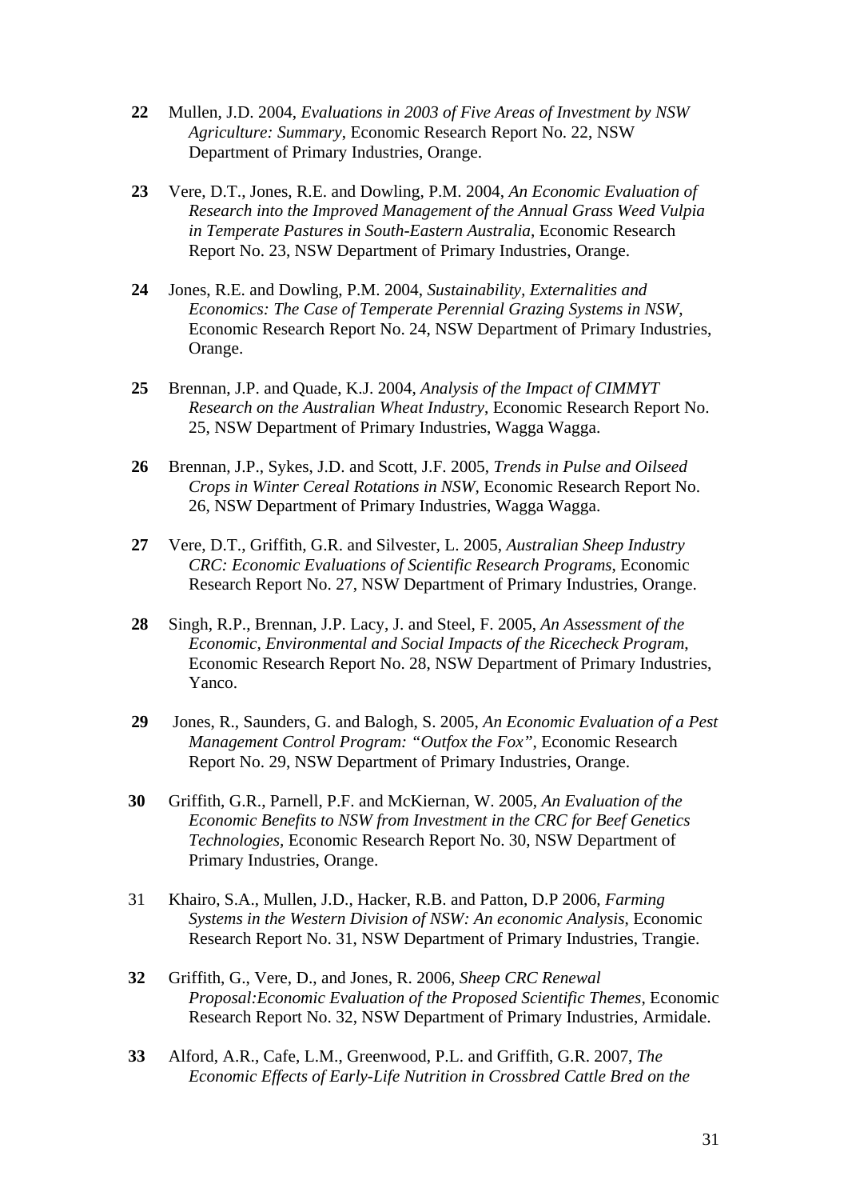**22** Mullen, J.D. 2004, *Evaluations in 2003 of Five Areas of Investment by NSW Agriculture: Summary*, Economic Research Report No. 22, NSW Department of Primary Industries, Orange.

**23** Vere, D.T., Jones, R.E. and Dowling, P.M. 2004, *An Economic Evaluation of Research into the Improved Management of the Annual Grass Weed Vulpia in Temperate Pastures in South-Eastern Australia*, Economic Research Report No. 23, NSW Department of Primary Industries, Orange.

**24** Jones, R.E. and Dowling, P.M. 2004, *Sustainability, Externalities and Economics: The Case of Temperate Perennial Grazing Systems in NSW*, Economic Research Report No. 24, NSW Department of Primary Industries, Orange.

**25** Brennan, J.P. and Quade, K.J. 2004, *Analysis of the Impact of CIMMYT Research on the Australian Wheat Industry*, Economic Research Report No. 25, NSW Department of Primary Industries, Wagga Wagga.

**26** Brennan, J.P., Sykes, J.D. and Scott, J.F. 2005, *Trends in Pulse and Oilseed Crops in Winter Cereal Rotations in NSW*, Economic Research Report No. 26, NSW Department of Primary Industries, Wagga Wagga.

**27** Vere, D.T., Griffith, G.R. and Silvester, L. 2005, *Australian Sheep Industry CRC: Economic Evaluations of Scientific Research Programs*, Economic Research Report No. 27, NSW Department of Primary Industries, Orange.

**28** Singh, R.P., Brennan, J.P. Lacy, J. and Steel, F. 2005, *An Assessment of the Economic, Environmental and Social Impacts of the Ricecheck Program*, Economic Research Report No. 28, NSW Department of Primary Industries, Yanco.

**29** Jones, R., Saunders, G. and Balogh, S. 2005, *An Economic Evaluation of a Pest Management Control Program: "Outfox the Fox"*, Economic Research Report No. 29, NSW Department of Primary Industries, Orange.

**30** Griffith, G.R., Parnell, P.F. and McKiernan, W. 2005, *An Evaluation of the Economic Benefits to NSW from Investment in the CRC for Beef Genetics Technologies*, Economic Research Report No. 30, NSW Department of Primary Industries, Orange.

31 Khairo, S.A., Mullen, J.D., Hacker, R.B. and Patton, D.P 2006, *Farming Systems in the Western Division of NSW: An economic Analysis*, Economic Research Report No. 31, NSW Department of Primary Industries, Trangie.

**32** Griffith, G., Vere, D., and Jones, R. 2006, *Sheep CRC Renewal Proposal:Economic Evaluation of the Proposed Scientific Themes*, Economic Research Report No. 32, NSW Department of Primary Industries, Armidale.

**33** Alford, A.R., Cafe, L.M., Greenwood, P.L. and Griffith, G.R. 2007, *The Economic Effects of Early-Life Nutrition in Crossbred Cattle Bred on the*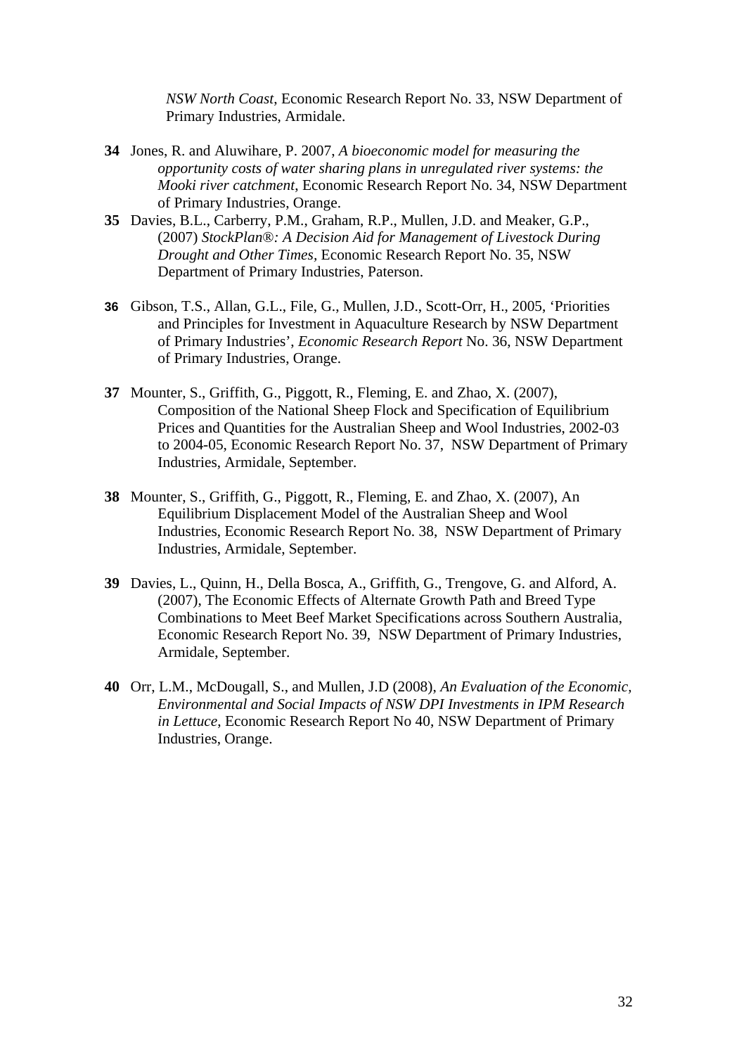*NSW North Coast*, Economic Research Report No. 33, NSW Department of Primary Industries, Armidale.

**34** Jones, R. and Aluwihare, P. 2007, *A bioeconomic model for measuring the opportunity costs of water sharing plans in unregulated river systems: the Mooki river catchment*, Economic Research Report No. 34, NSW Department of Primary Industries, Orange.

**35** Davies, B.L., Carberry, P.M., Graham, R.P., Mullen, J.D. and Meaker, G.P., (2007) *StockPlan®: A Decision Aid for Management of Livestock During Drought and Other Times,* Economic Research Report No. 35, NSW Department of Primary Industries, Paterson.

**36** Gibson, T.S., Allan, G.L., File, G., Mullen, J.D., Scott-Orr, H., 2005, 'Priorities and Principles for Investment in Aquaculture Research by NSW Department of Primary Industries', *Economic Research Report* No. 36, NSW Department of Primary Industries, Orange.

**37** Mounter, S., Griffith, G., Piggott, R., Fleming, E. and Zhao, X. (2007), Composition of the National Sheep Flock and Specification of Equilibrium Prices and Quantities for the Australian Sheep and Wool Industries, 2002-03 to 2004-05, Economic Research Report No. 37, NSW Department of Primary Industries, Armidale, September.

**38** Mounter, S., Griffith, G., Piggott, R., Fleming, E. and Zhao, X. (2007), An Equilibrium Displacement Model of the Australian Sheep and Wool Industries, Economic Research Report No. 38, NSW Department of Primary Industries, Armidale, September.

**39** Davies, L., Quinn, H., Della Bosca, A., Griffith, G., Trengove, G. and Alford, A. (2007), The Economic Effects of Alternate Growth Path and Breed Type Combinations to Meet Beef Market Specifications across Southern Australia, Economic Research Report No. 39, NSW Department of Primary Industries, Armidale, September.

**40** Orr, L.M., McDougall, S., and Mullen, J.D (2008), *An Evaluation of the Economic, Environmental and Social Impacts of NSW DPI Investments in IPM Research in Lettuce*, Economic Research Report No 40, NSW Department of Primary Industries, Orange.